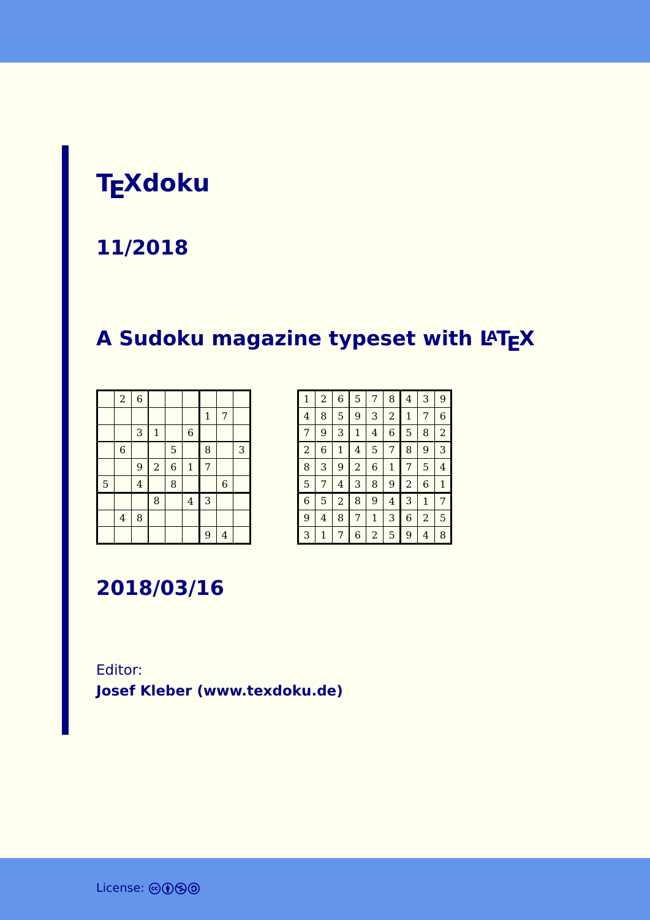# TEXdoku

## 11/2018

## A Sudoku magazine typeset with LATEX

|   |   |   |   |   |   |   |   |   |
|---|---|---|---|---|---|---|---|---|
|   | 2 | 6 |   |   |   |   |   |   |
|   |   |   |   |   |   | 1 | 7 |   |
|   |   | 3 | 1 |   | 6 |   |   |   |
|   | 6 |   |   | 5 |   | 8 |   | 3 |
|   |   | 9 | 2 | 6 | 1 | 7 |   |   |
| 5 |   | 4 |   | 8 |   |   | 6 |   |
|   |   |   | 8 |   | 4 | 3 |   |   |
|   | 4 | 8 |   |   |   |   |   |   |
|   |   |   |   |   |   | 9 | 4 |   |

|   |   |   |   |   |   |   |   |   |
|---|---|---|---|---|---|---|---|---|
| 1 | 2 | 6 | 5 | 7 | 8 | 4 | 3 | 9 |
| 4 | 8 | 5 | 9 | 3 | 2 | 1 | 7 | 6 |
| 7 | 9 | 3 | 1 | 4 | 6 | 5 | 8 | 2 |
| 2 | 6 | 1 | 4 | 5 | 7 | 8 | 9 | 3 |
| 8 | 3 | 9 | 2 | 6 | 1 | 7 | 5 | 4 |
| 5 | 7 | 4 | 3 | 8 | 9 | 2 | 6 | 1 |
| 6 | 5 | 2 | 8 | 9 | 4 | 3 | 1 | 7 |
| 9 | 4 | 8 | 7 | 1 | 3 | 6 | 2 | 5 |
| 3 | 1 | 7 | 6 | 2 | 5 | 9 | 4 | 8 |

## 2018/03/16

Editor:
**Josef Kleber (www.texdoku.de)**

License: CC BY-NC-SA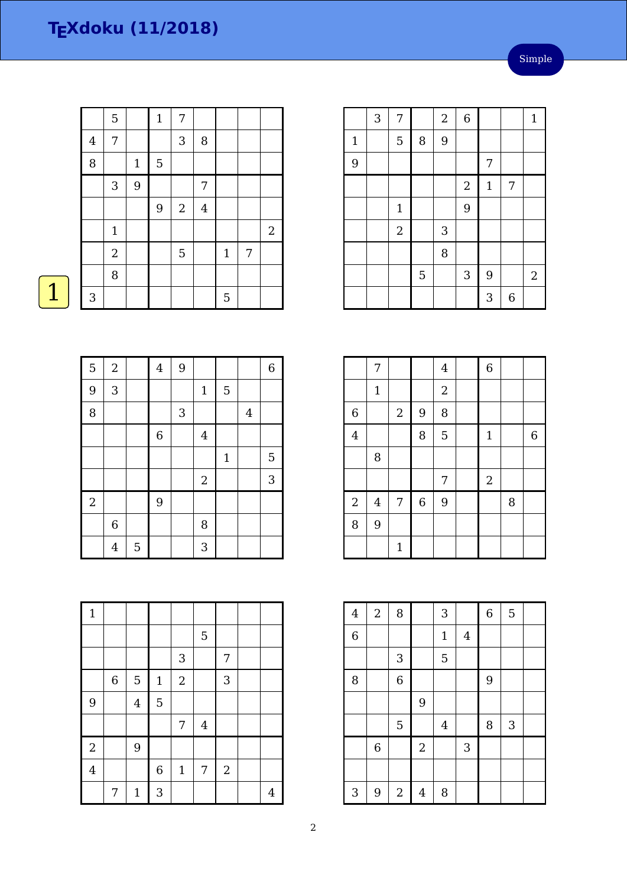# TEXdoku (11/2018)

Simple

1

|   |   |   |   |   |   |   |   |   |
|---|---|---|---|---|---|---|---|---|
|   | 5 |   | 1 | 7 |   |   |   |   |
| 4 | 7 |   |   | 3 | 8 |   |   |   |
| 8 |   | 1 | 5 |   |   |   |   |   |
|   | 3 | 9 |   |   | 7 |   |   |   |
|   |   |   | 9 | 2 | 4 |   |   |   |
|   | 1 |   |   |   |   |   |   | 2 |
|   | 2 |   |   | 5 |   | 1 | 7 |   |
|   | 8 |   |   |   |   |   |   |   |
| 3 |   |   |   |   |   | 5 |   |   |

|   |   |   |   |   |   |   |   |   |
|---|---|---|---|---|---|---|---|---|
|   | 3 | 7 |   | 2 | 6 |   |   | 1 |
| 1 |   | 5 | 8 | 9 |   |   |   |   |
| 9 |   |   |   |   |   | 7 |   |   |
|   |   |   |   |   | 2 | 1 | 7 |   |
|   |   | 1 |   |   | 9 |   |   |   |
|   |   | 2 |   | 3 |   |   |   |   |
|   |   |   |   | 8 |   |   |   |   |
|   |   |   | 5 |   | 3 | 9 |   | 2 |
|   |   |   |   |   |   | 3 | 6 |   |

|   |   |   |   |   |   |   |   |   |
|---|---|---|---|---|---|---|---|---|
| 5 | 2 |   | 4 | 9 |   |   |   | 6 |
| 9 | 3 |   |   |   | 1 | 5 |   |   |
| 8 |   |   |   | 3 |   |   | 4 |   |
|   |   |   | 6 |   | 4 |   |   |   |
|   |   |   |   |   |   | 1 |   | 5 |
|   |   |   |   |   | 2 |   |   | 3 |
| 2 |   |   | 9 |   |   |   |   |   |
|   | 6 |   |   |   | 8 |   |   |   |
|   | 4 | 5 |   |   | 3 |   |   |   |

|   |   |   |   |   |   |   |   |   |
|---|---|---|---|---|---|---|---|---|
|   | 7 |   |   | 4 |   | 6 |   |   |
|   | 1 |   |   | 2 |   |   |   |   |
| 6 |   | 2 | 9 | 8 |   |   |   |   |
| 4 |   |   | 8 | 5 |   | 1 |   | 6 |
|   | 8 |   |   |   |   |   |   |   |
|   |   |   |   | 7 |   | 2 |   |   |
| 2 | 4 | 7 | 6 | 9 |   |   | 8 |   |
| 8 | 9 |   |   |   |   |   |   |   |
|   |   | 1 |   |   |   |   |   |   |

|   |   |   |   |   |   |   |   |   |
|---|---|---|---|---|---|---|---|---|
| 1 |   |   |   |   |   |   |   |   |
|   |   |   |   |   | 5 |   |   |   |
|   |   |   |   | 3 |   | 7 |   |   |
|   | 6 | 5 | 1 | 2 |   | 3 |   |   |
| 9 |   | 4 | 5 |   |   |   |   |   |
|   |   |   |   | 7 | 4 |   |   |   |
| 2 |   | 9 |   |   |   |   |   |   |
| 4 |   |   | 6 | 1 | 7 | 2 |   |   |
|   | 7 | 1 | 3 |   |   |   |   | 4 |

|   |   |   |   |   |   |   |   |   |
|---|---|---|---|---|---|---|---|---|
| 4 | 2 | 8 |   | 3 |   | 6 | 5 |   |
| 6 |   |   |   | 1 | 4 |   |   |   |
|   |   | 3 |   | 5 |   |   |   |   |
| 8 |   | 6 |   |   |   | 9 |   |   |
|   |   |   | 9 |   |   |   |   |   |
|   |   | 5 |   | 4 |   | 8 | 3 |   |
|   | 6 |   | 2 |   | 3 |   |   |   |
|   |   |   |   |   |   |   |   |   |
| 3 | 9 | 2 | 4 | 8 |   |   |   |   |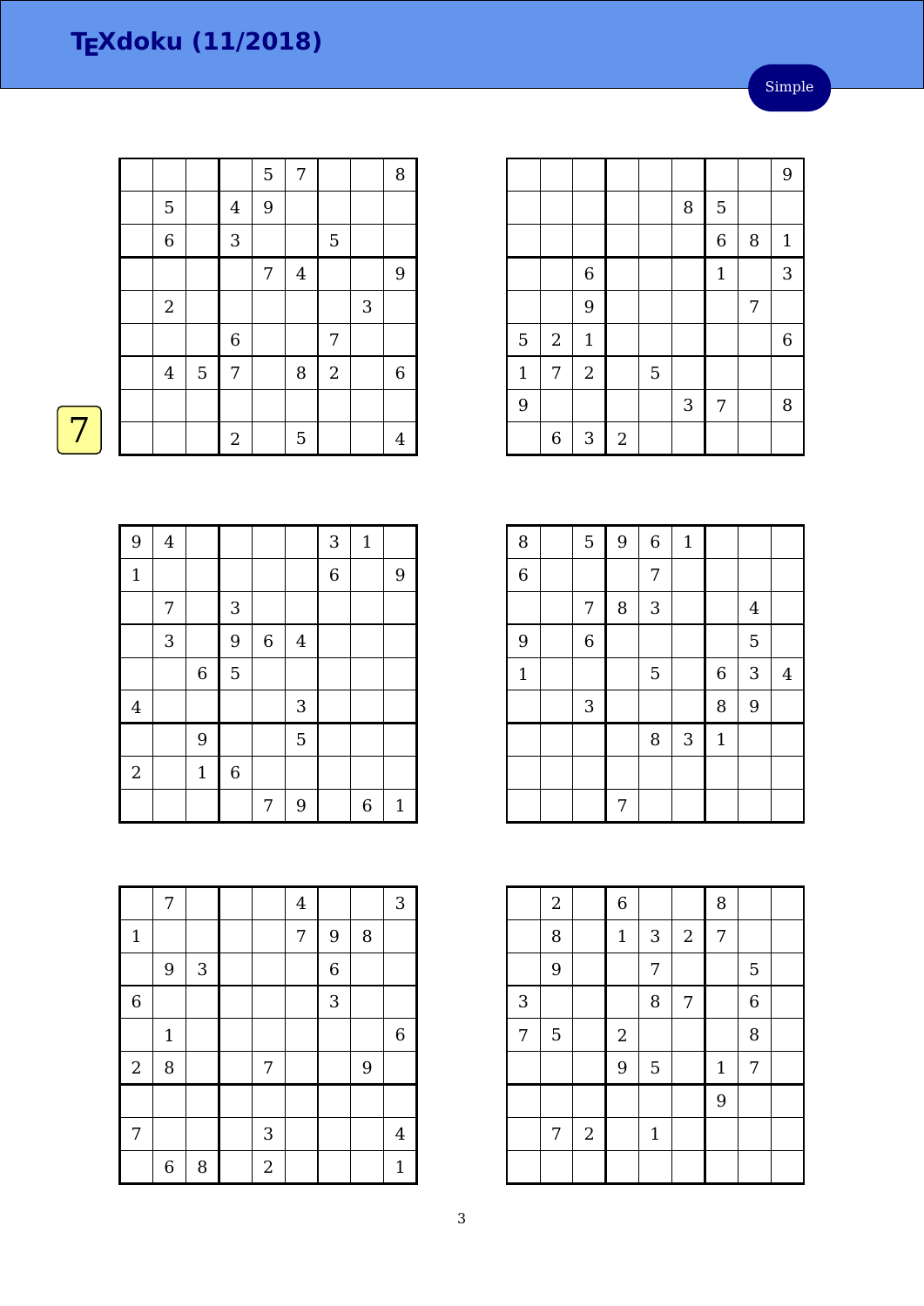# TEXdoku (11/2018)

Simple

7

|   |   |   |   |   |   |   |   |   |
|---|---|---|---|---|---|---|---|---|
|   |   |   |   | 5 | 7 |   |   | 8 |
|   | 5 |   | 4 | 9 |   |   |   |   |
|   | 6 |   | 3 |   |   | 5 |   |   |
|   |   |   |   | 7 | 4 |   |   | 9 |
|   | 2 |   |   |   |   |   | 3 |   |
|   |   |   | 6 |   |   | 7 |   |   |
|   | 4 | 5 | 7 |   | 8 | 2 |   | 6 |
|   |   |   |   |   |   |   |   |   |
|   |   |   | 2 |   | 5 |   |   | 4 |

|   |   |   |   |   |   |   |   |   |
|---|---|---|---|---|---|---|---|---|
|   |   |   |   |   |   |   |   | 9 |
|   |   |   |   |   | 8 | 5 |   |   |
|   |   |   |   |   |   | 6 | 8 | 1 |
|   |   | 6 |   |   |   | 1 |   | 3 |
|   |   | 9 |   |   |   |   | 7 |   |
| 5 | 2 | 1 |   |   |   |   |   | 6 |
| 1 | 7 | 2 |   | 5 |   |   |   |   |
| 9 |   |   |   |   | 3 | 7 |   | 8 |
|   | 6 | 3 | 2 |   |   |   |   |   |

|   |   |   |   |   |   |   |   |   |
|---|---|---|---|---|---|---|---|---|
| 9 | 4 |   |   |   |   | 3 | 1 |   |
| 1 |   |   |   |   |   | 6 |   | 9 |
|   | 7 |   | 3 |   |   |   |   |   |
|   | 3 |   | 9 | 6 | 4 |   |   |   |
|   |   | 6 | 5 |   |   |   |   |   |
| 4 |   |   |   |   | 3 |   |   |   |
|   |   | 9 |   |   | 5 |   |   |   |
| 2 |   | 1 | 6 |   |   |   |   |   |
|   |   |   |   | 7 | 9 |   | 6 | 1 |

|   |   |   |   |   |   |   |   |   |
|---|---|---|---|---|---|---|---|---|
| 8 |   | 5 | 9 | 6 | 1 |   |   |   |
| 6 |   |   |   | 7 |   |   |   |   |
|   |   | 7 | 8 | 3 |   |   | 4 |   |
| 9 |   | 6 |   |   |   |   | 5 |   |
| 1 |   |   |   | 5 |   | 6 | 3 | 4 |
|   |   | 3 |   |   |   | 8 | 9 |   |
|   |   |   |   | 8 | 3 | 1 |   |   |
|   |   |   |   |   |   |   |   |   |
|   |   |   | 7 |   |   |   |   |   |

|   |   |   |   |   |   |   |   |   |
|---|---|---|---|---|---|---|---|---|
|   | 7 |   |   |   | 4 |   |   | 3 |
| 1 |   |   |   |   | 7 | 9 | 8 |   |
|   | 9 | 3 |   |   |   | 6 |   |   |
| 6 |   |   |   |   |   | 3 |   |   |
|   | 1 |   |   |   |   |   |   | 6 |
| 2 | 8 |   |   | 7 |   |   | 9 |   |
|   |   |   |   |   |   |   |   |   |
| 7 |   |   |   | 3 |   |   |   | 4 |
|   | 6 | 8 |   | 2 |   |   |   | 1 |

|   |   |   |   |   |   |   |   |   |
|---|---|---|---|---|---|---|---|---|
|   | 2 |   | 6 |   |   | 8 |   |   |
|   | 8 |   | 1 | 3 | 2 | 7 |   |   |
|   | 9 |   |   | 7 |   |   | 5 |   |
| 3 |   |   |   | 8 | 7 |   | 6 |   |
| 7 | 5 |   | 2 |   |   |   | 8 |   |
|   |   |   | 9 | 5 |   | 1 | 7 |   |
|   |   |   |   |   |   | 9 |   |   |
|   | 7 | 2 |   | 1 |   |   |   |   |
|   |   |   |   |   |   |   |   |   |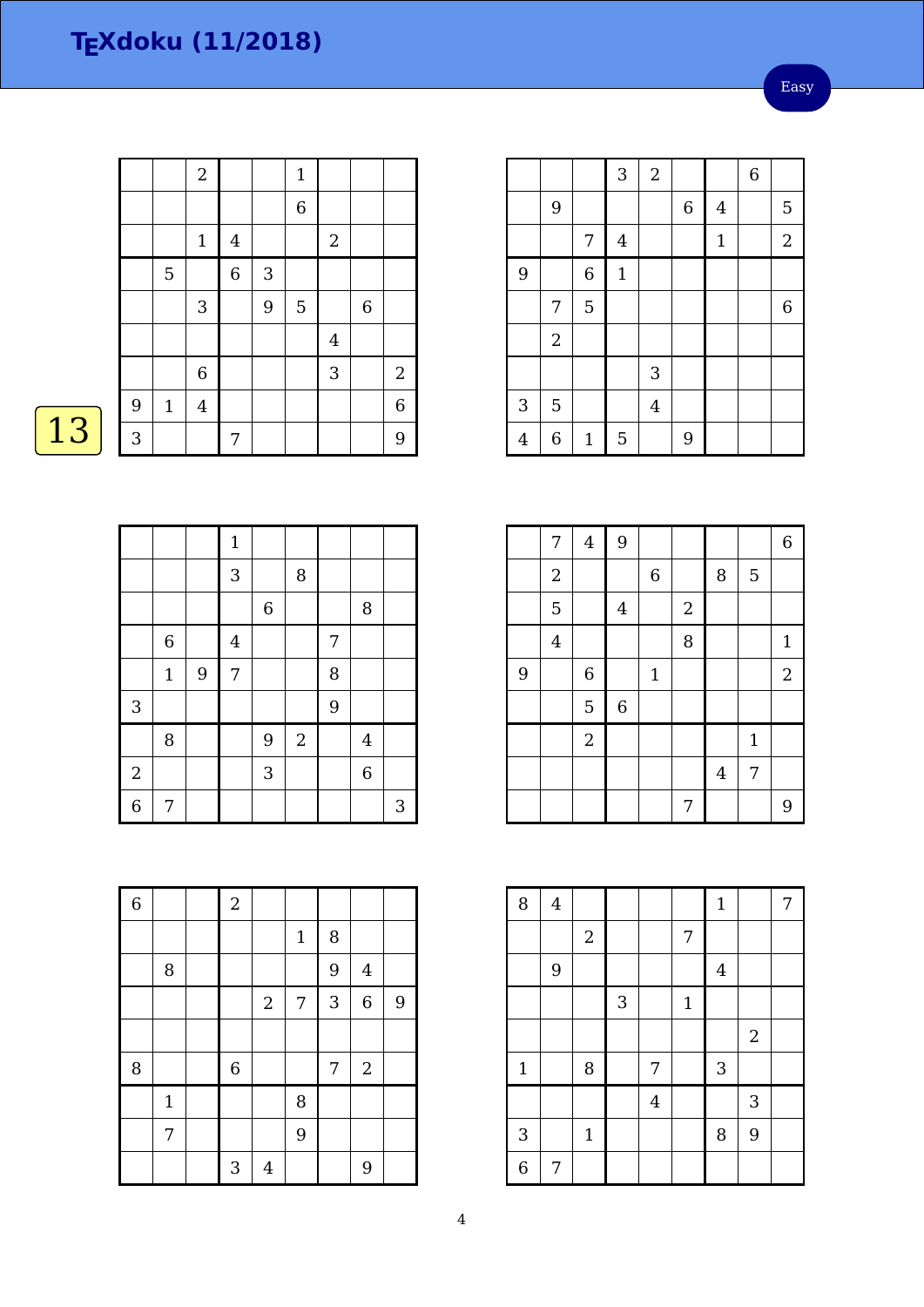# TEXdoku (11/2018)

Easy

13

| | | | | | | | | |
|---|---|---|---|---|---|---|---|---|
| | | 2 | | | 1 | | | |
| | | | | | 6 | | | |
| | | 1 | 4 | | | 2 | | |
| | 5 | | 6 | 3 | | | | |
| | | 3 | | 9 | 5 | | 6 | |
| | | | | | | 4 | | |
| | | 6 | | | | 3 | | 2 |
| 9 | 1 | 4 | | | | | | 6 |
| 3 | | | 7 | | | | | 9 |

| | | | | | | | | |
|---|---|---|---|---|---|---|---|---|
| | | | 3 | 2 | | | 6 | |
| | 9 | | | | 6 | 4 | | 5 |
| | | 7 | 4 | | | 1 | | 2 |
| 9 | | 6 | 1 | | | | | |
| | 7 | 5 | | | | | | 6 |
| | 2 | | | | | | | |
| | | | | 3 | | | | |
| 3 | 5 | | | 4 | | | | |
| 4 | 6 | 1 | 5 | | 9 | | | |

| | | | | | | | | |
|---|---|---|---|---|---|---|---|---|
| | | | 1 | | | | | |
| | | | 3 | | 8 | | | |
| | | | | 6 | | | 8 | |
| | 6 | | 4 | | | 7 | | |
| | 1 | 9 | 7 | | | 8 | | |
| 3 | | | | | | 9 | | |
| | 8 | | | 9 | 2 | | 4 | |
| 2 | | | | 3 | | | 6 | |
| 6 | 7 | | | | | | | 3 |

| | | | | | | | | |
|---|---|---|---|---|---|---|---|---|
| | 7 | 4 | 9 | | | | | 6 |
| | 2 | | | 6 | | 8 | 5 | |
| | 5 | | 4 | | 2 | | | |
| | 4 | | | | 8 | | | 1 |
| 9 | | 6 | | 1 | | | | 2 |
| | | 5 | 6 | | | | | |
| | | 2 | | | | | 1 | |
| | | | | | | 4 | 7 | |
| | | | | | 7 | | | 9 |

| | | | | | | | | |
|---|---|---|---|---|---|---|---|---|
| 6 | | | 2 | | | | | |
| | | | | | 1 | 8 | | |
| | 8 | | | | | 9 | 4 | |
| | | | | 2 | 7 | 3 | 6 | 9 |
| | | | | | | | | |
| 8 | | | 6 | | | 7 | 2 | |
| | 1 | | | | 8 | | | |
| | 7 | | | | 9 | | | |
| | | | 3 | 4 | | | 9 | |

| | | | | | | | | |
|---|---|---|---|---|---|---|---|---|
| 8 | 4 | | | | | 1 | | 7 |
| | | 2 | | | 7 | | | |
| | 9 | | | | | 4 | | |
| | | | 3 | | 1 | | | |
| | | | | | | | 2 | |
| 1 | | 8 | | 7 | | 3 | | |
| | | | | 4 | | | 3 | |
| 3 | | 1 | | | | 8 | 9 | |
| 6 | 7 | | | | | | | |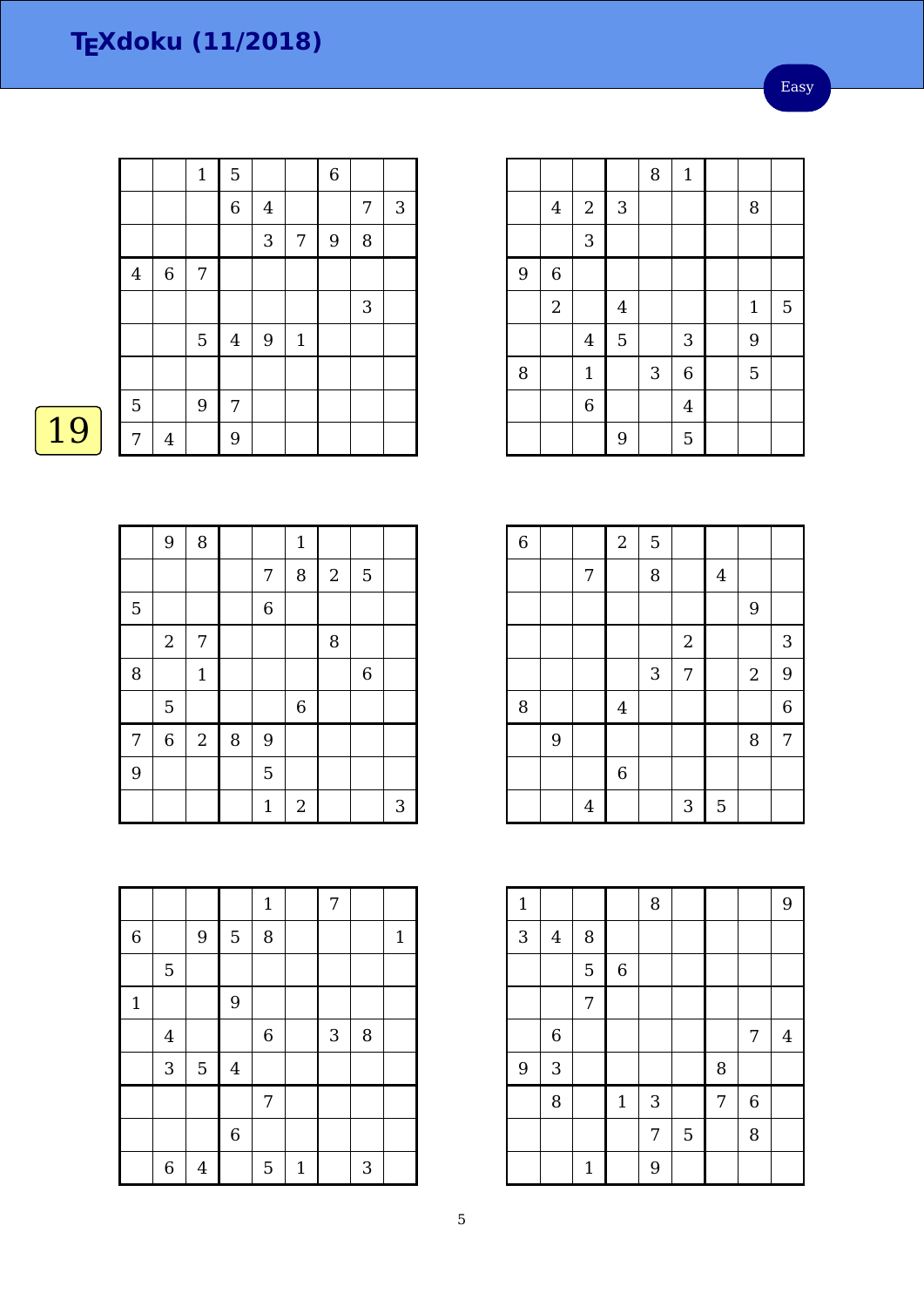# TEXdoku (11/2018)

Easy

19

|   |   |   |   |   |   |   |   |   |
|---|---|---|---|---|---|---|---|---|
|   |   | 1 | 5 |   |   | 6 |   |   |
|   |   |   | 6 | 4 |   |   | 7 | 3 |
|   |   |   |   | 3 | 7 | 9 | 8 |   |
| 4 | 6 | 7 |   |   |   |   |   |   |
|   |   |   |   |   |   |   | 3 |   |
|   |   | 5 | 4 | 9 | 1 |   |   |   |
|   |   |   |   |   |   |   |   |   |
| 5 |   | 9 | 7 |   |   |   |   |   |
| 7 | 4 |   | 9 |   |   |   |   |   |

|   |   |   |   |   |   |   |   |   |
|---|---|---|---|---|---|---|---|---|
|   |   |   |   | 8 | 1 |   |   |   |
|   | 4 | 2 | 3 |   |   |   | 8 |   |
|   |   | 3 |   |   |   |   |   |   |
| 9 | 6 |   |   |   |   |   |   |   |
|   | 2 |   | 4 |   |   |   | 1 | 5 |
|   |   | 4 | 5 |   | 3 |   | 9 |   |
| 8 |   | 1 |   | 3 | 6 |   | 5 |   |
|   |   | 6 |   |   | 4 |   |   |   |
|   |   |   | 9 |   | 5 |   |   |   |

|   |   |   |   |   |   |   |   |   |
|---|---|---|---|---|---|---|---|---|
|   | 9 | 8 |   |   | 1 |   |   |   |
|   |   |   |   | 7 | 8 | 2 | 5 |   |
| 5 |   |   |   | 6 |   |   |   |   |
|   | 2 | 7 |   |   |   | 8 |   |   |
| 8 |   | 1 |   |   |   |   | 6 |   |
|   | 5 |   |   |   | 6 |   |   |   |
| 7 | 6 | 2 | 8 | 9 |   |   |   |   |
| 9 |   |   |   | 5 |   |   |   |   |
|   |   |   |   | 1 | 2 |   |   | 3 |

|   |   |   |   |   |   |   |   |   |
|---|---|---|---|---|---|---|---|---|
| 6 |   |   | 2 | 5 |   |   |   |   |
|   |   | 7 |   | 8 |   | 4 |   |   |
|   |   |   |   |   |   |   | 9 |   |
|   |   |   |   |   | 2 |   |   | 3 |
|   |   |   |   | 3 | 7 |   | 2 | 9 |
| 8 |   |   | 4 |   |   |   |   | 6 |
|   | 9 |   |   |   |   |   | 8 | 7 |
|   |   |   | 6 |   |   |   |   |   |
|   |   | 4 |   |   | 3 | 5 |   |   |

|   |   |   |   |   |   |   |   |   |
|---|---|---|---|---|---|---|---|---|
|   |   |   |   | 1 |   | 7 |   |   |
| 6 |   | 9 | 5 | 8 |   |   |   | 1 |
|   | 5 |   |   |   |   |   |   |   |
| 1 |   |   | 9 |   |   |   |   |   |
|   | 4 |   |   | 6 |   | 3 | 8 |   |
|   | 3 | 5 | 4 |   |   |   |   |   |
|   |   |   |   | 7 |   |   |   |   |
|   |   |   | 6 |   |   |   |   |   |
|   | 6 | 4 |   | 5 | 1 |   | 3 |   |

|   |   |   |   |   |   |   |   |   |
|---|---|---|---|---|---|---|---|---|
| 1 |   |   |   | 8 |   |   |   | 9 |
| 3 | 4 | 8 |   |   |   |   |   |   |
|   |   | 5 | 6 |   |   |   |   |   |
|   |   | 7 |   |   |   |   |   |   |
|   | 6 |   |   |   |   |   | 7 | 4 |
| 9 | 3 |   |   |   |   | 8 |   |   |
|   | 8 |   | 1 | 3 |   | 7 | 6 |   |
|   |   |   |   | 7 | 5 |   | 8 |   |
|   |   | 1 |   | 9 |   |   |   |   |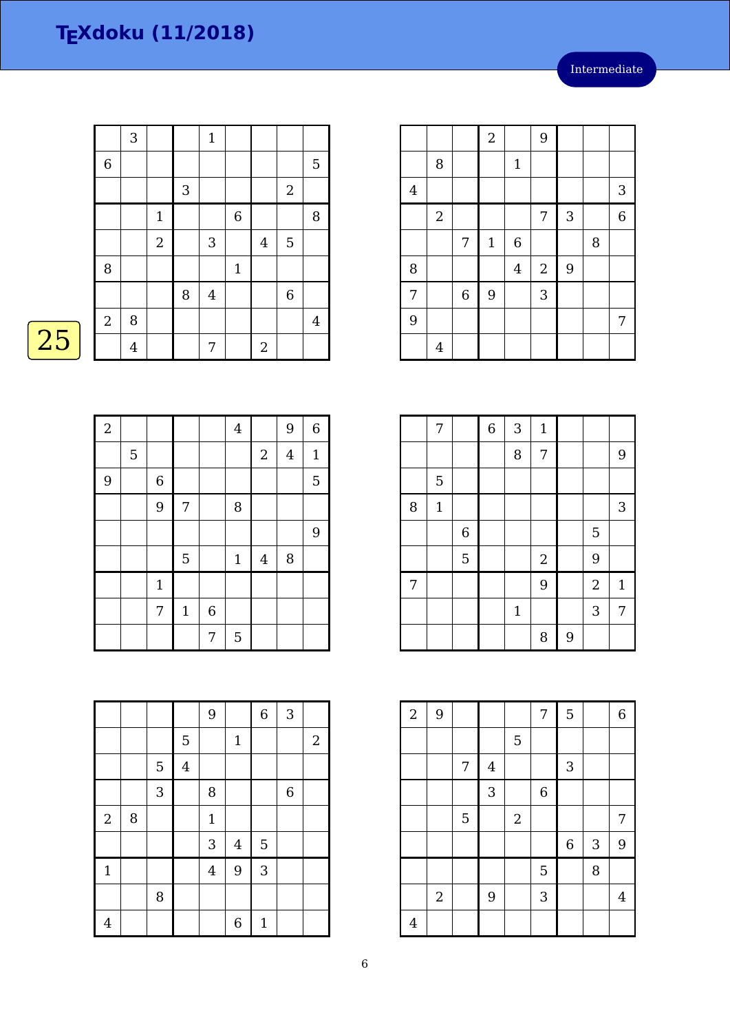# TEXdoku (11/2018)

Intermediate

25

|   |   |   |   |   |   |   |   |   |
|---|---|---|---|---|---|---|---|---|
|   | 3 |   |   | 1 |   |   |   |   |
| 6 |   |   |   |   |   |   |   | 5 |
|   |   |   | 3 |   |   |   | 2 |   |
|   |   | 1 |   |   | 6 |   |   | 8 |
|   |   | 2 |   | 3 |   | 4 | 5 |   |
| 8 |   |   |   |   | 1 |   |   |   |
|   |   |   | 8 | 4 |   |   | 6 |   |
| 2 | 8 |   |   |   |   |   |   | 4 |
|   | 4 |   |   | 7 |   | 2 |   |   |

|   |   |   |   |   |   |   |   |   |
|---|---|---|---|---|---|---|---|---|
|   |   |   | 2 |   | 9 |   |   |   |
|   | 8 |   |   | 1 |   |   |   |   |
| 4 |   |   |   |   |   |   |   | 3 |
|   | 2 |   |   |   | 7 | 3 |   | 6 |
|   |   | 7 | 1 | 6 |   |   | 8 |   |
| 8 |   |   |   | 4 | 2 | 9 |   |   |
| 7 |   | 6 | 9 |   | 3 |   |   |   |
| 9 |   |   |   |   |   |   |   | 7 |
|   | 4 |   |   |   |   |   |   |   |

|   |   |   |   |   |   |   |   |   |
|---|---|---|---|---|---|---|---|---|
| 2 |   |   |   |   | 4 |   | 9 | 6 |
|   | 5 |   |   |   |   | 2 | 4 | 1 |
| 9 |   | 6 |   |   |   |   |   | 5 |
|   |   | 9 | 7 |   | 8 |   |   |   |
|   |   |   |   |   |   |   |   | 9 |
|   |   |   | 5 |   | 1 | 4 | 8 |   |
|   |   | 1 |   |   |   |   |   |   |
|   |   | 7 | 1 | 6 |   |   |   |   |
|   |   |   |   | 7 | 5 |   |   |   |

|   |   |   |   |   |   |   |   |   |
|---|---|---|---|---|---|---|---|---|
|   | 7 |   | 6 | 3 | 1 |   |   |   |
|   |   |   |   | 8 | 7 |   |   | 9 |
|   | 5 |   |   |   |   |   |   |   |
| 8 | 1 |   |   |   |   |   |   | 3 |
|   |   | 6 |   |   |   |   | 5 |   |
|   |   | 5 |   |   | 2 |   | 9 |   |
| 7 |   |   |   |   | 9 |   | 2 | 1 |
|   |   |   |   | 1 |   |   | 3 | 7 |
|   |   |   |   |   | 8 | 9 |   |   |

|   |   |   |   |   |   |   |   |   |
|---|---|---|---|---|---|---|---|---|
|   |   |   |   | 9 |   | 6 | 3 |   |
|   |   |   | 5 |   | 1 |   |   | 2 |
|   |   | 5 | 4 |   |   |   |   |   |
|   |   | 3 |   | 8 |   |   | 6 |   |
| 2 | 8 |   |   | 1 |   |   |   |   |
|   |   |   |   | 3 | 4 | 5 |   |   |
| 1 |   |   |   | 4 | 9 | 3 |   |   |
|   |   | 8 |   |   |   |   |   |   |
| 4 |   |   |   |   | 6 | 1 |   |   |

|   |   |   |   |   |   |   |   |   |
|---|---|---|---|---|---|---|---|---|
| 2 | 9 |   |   |   | 7 | 5 |   | 6 |
|   |   |   |   | 5 |   |   |   |   |
|   |   | 7 | 4 |   |   | 3 |   |   |
|   |   |   | 3 |   | 6 |   |   |   |
|   |   | 5 |   | 2 |   |   |   | 7 |
|   |   |   |   |   |   | 6 | 3 | 9 |
|   |   |   |   |   | 5 |   | 8 |   |
|   | 2 |   | 9 |   | 3 |   |   | 4 |
| 4 |   |   |   |   |   |   |   |   |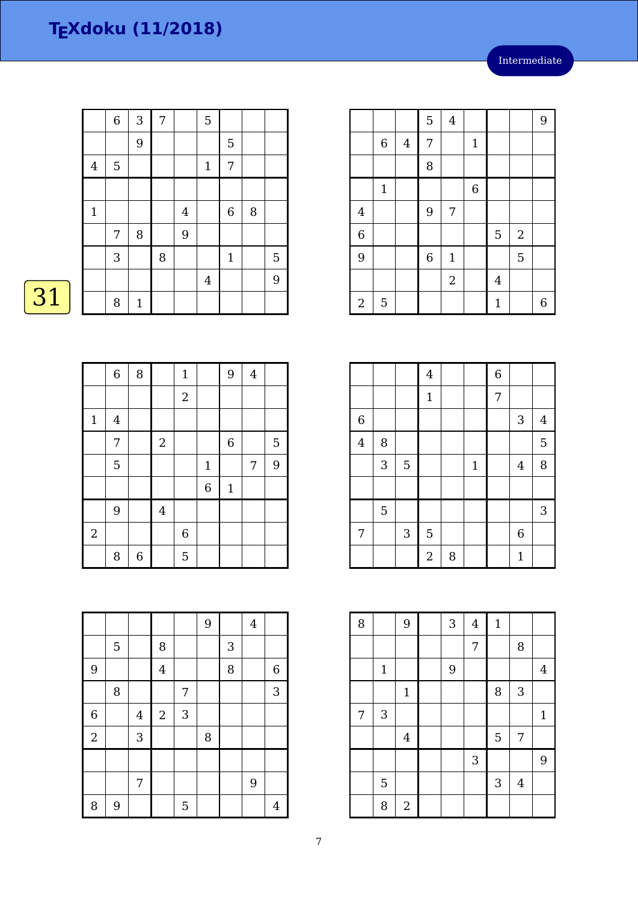# TEXdoku (11/2018)

Intermediate

31

| | | | | | | | | |
|---|---|---|---|---|---|---|---|---|
| | 6 | 3 | 7 | | 5 | | | |
| | | 9 | | | | 5 | | |
| 4 | 5 | | | | 1 | 7 | | |
| | | | | | | | | |
| 1 | | | | 4 | | 6 | 8 | |
| | 7 | 8 | | 9 | | | | |
| | 3 | | 8 | | | 1 | | 5 |
| | | | | | 4 | | | 9 |
| | 8 | 1 | | | | | | |

| | | | | | | | | |
|---|---|---|---|---|---|---|---|---|
| | | | 5 | 4 | | | | 9 |
| | 6 | 4 | 7 | | 1 | | | |
| | | | 8 | | | | | |
| | 1 | | | | 6 | | | |
| 4 | | | 9 | 7 | | | | |
| 6 | | | | | | 5 | 2 | |
| 9 | | | 6 | 1 | | | 5 | |
| | | | | 2 | | 4 | | |
| 2 | 5 | | | | | 1 | | 6 |

| | | | | | | | | |
|---|---|---|---|---|---|---|---|---|
| | 6 | 8 | | 1 | | 9 | 4 | |
| | | | | 2 | | | | |
| 1 | 4 | | | | | | | |
| | 7 | | 2 | | | 6 | | 5 |
| | 5 | | | | 1 | | 7 | 9 |
| | | | | | 6 | 1 | | |
| | 9 | | 4 | | | | | |
| 2 | | | | 6 | | | | |
| | 8 | 6 | | 5 | | | | |

| | | | | | | | | |
|---|---|---|---|---|---|---|---|---|
| | | | 4 | | | 6 | | |
| | | | 1 | | | 7 | | |
| 6 | | | | | | | 3 | 4 |
| 4 | 8 | | | | | | | 5 |
| | 3 | 5 | | | 1 | | 4 | 8 |
| | | | | | | | | |
| | 5 | | | | | | | 3 |
| 7 | | 3 | 5 | | | | 6 | |
| | | | 2 | 8 | | | 1 | |

| | | | | | | | | |
|---|---|---|---|---|---|---|---|---|
| | | | | | 9 | | 4 | |
| | 5 | | 8 | | | 3 | | |
| 9 | | | 4 | | | 8 | | 6 |
| | 8 | | | 7 | | | | 3 |
| 6 | | 4 | 2 | 3 | | | | |
| 2 | | 3 | | | 8 | | | |
| | | | | | | | | |
| | | 7 | | | | | 9 | |
| 8 | 9 | | | 5 | | | | 4 |

| | | | | | | | | |
|---|---|---|---|---|---|---|---|---|
| 8 | | 9 | | 3 | 4 | 1 | | |
| | | | | | 7 | | 8 | |
| | 1 | | | 9 | | | | 4 |
| | | 1 | | | | 8 | 3 | |
| 7 | 3 | | | | | | | 1 |
| | | 4 | | | | 5 | 7 | |
| | | | | | 3 | | | 9 |
| | 5 | | | | | 3 | 4 | |
| | 8 | 2 | | | | | | |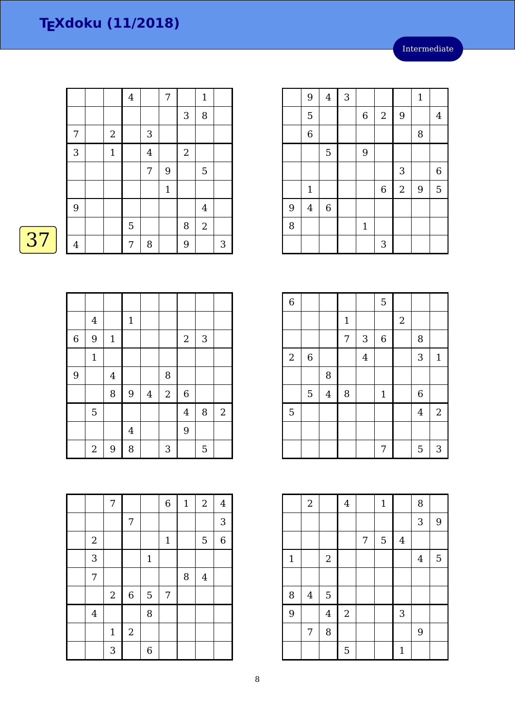# TEXdoku (11/2018)

Intermediate

37

| | | | | | | | | |
|---|---|---|---|---|---|---|---|---|
| | | | 4 | | 7 | | 1 | |
| | | | | | | 3 | 8 | |
| 7 | | 2 | | 3 | | | | |
| 3 | | 1 | | 4 | | 2 | | |
| | | | | 7 | 9 | | 5 | |
| | | | | | 1 | | | |
| 9 | | | | | | | 4 | |
| | | | 5 | | | 8 | 2 | |
| 4 | | | 7 | 8 | | 9 | | 3 |

| | | | | | | | | |
|---|---|---|---|---|---|---|---|---|
| | 9 | 4 | 3 | | | | 1 | |
| | 5 | | | 6 | 2 | 9 | | 4 |
| | 6 | | | | | | 8 | |
| | | 5 | | 9 | | | | |
| | | | | | | 3 | | 6 |
| | 1 | | | | 6 | 2 | 9 | 5 |
| 9 | 4 | 6 | | | | | | |
| 8 | | | | 1 | | | | |
| | | | | | 3 | | | |

| | | | | | | | | |
|---|---|---|---|---|---|---|---|---|
| | | | | | | | | |
| | 4 | | 1 | | | | | |
| 6 | 9 | 1 | | | | 2 | 3 | |
| | 1 | | | | | | | |
| 9 | | 4 | | | 8 | | | |
| | | 8 | 9 | 4 | 2 | 6 | | |
| | 5 | | | | | 4 | 8 | 2 |
| | | | 4 | | | 9 | | |
| | 2 | 9 | 8 | | 3 | | 5 | |

| | | | | | | | | |
|---|---|---|---|---|---|---|---|---|
| 6 | | | | | 5 | | | |
| | | | 1 | | | 2 | | |
| | | | 7 | 3 | 6 | | 8 | |
| 2 | 6 | | | 4 | | | 3 | 1 |
| | | 8 | | | | | | |
| | 5 | 4 | 8 | | 1 | | 6 | |
| 5 | | | | | | | 4 | 2 |
| | | | | | | | | |
| | | | | | 7 | | 5 | 3 |

| | | | | | | | | |
|---|---|---|---|---|---|---|---|---|
| | | 7 | | | 6 | 1 | 2 | 4 |
| | | | 7 | | | | | 3 |
| | 2 | | | | 1 | | 5 | 6 |
| | 3 | | | 1 | | | | |
| | 7 | | | | | 8 | 4 | |
| | | 2 | 6 | 5 | 7 | | | |
| | 4 | | | 8 | | | | |
| | | 1 | 2 | | | | | |
| | | 3 | | 6 | | | | |

| | | | | | | | | |
|---|---|---|---|---|---|---|---|---|
| | 2 | | 4 | | 1 | | 8 | |
| | | | | | | | 3 | 9 |
| | | | | 7 | 5 | 4 | | |
| 1 | | 2 | | | | | 4 | 5 |
| | | | | | | | | |
| 8 | 4 | 5 | | | | | | |
| 9 | | 4 | 2 | | | 3 | | |
| | 7 | 8 | | | | | 9 | |
| | | | 5 | | | 1 | | |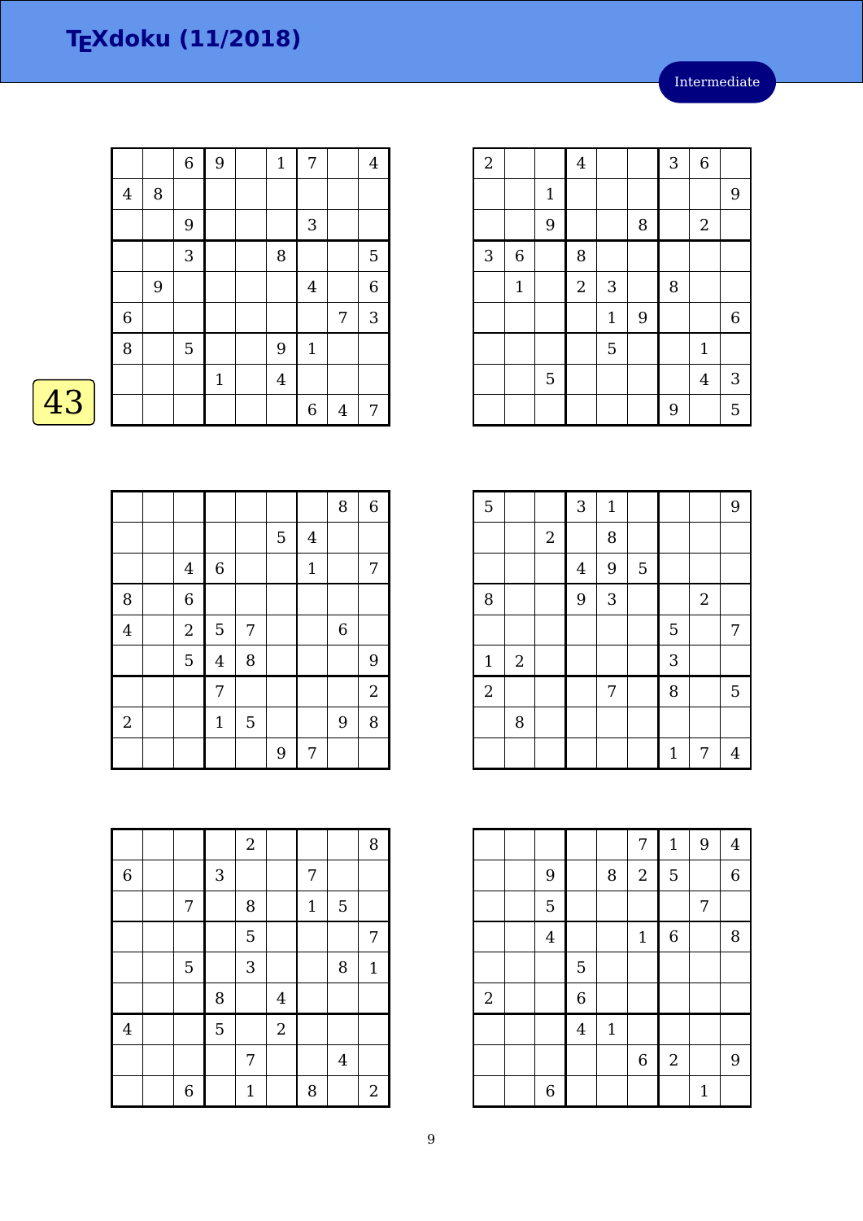# TEXdoku (11/2018)

Intermediate

43

|   |   |   |   |   |   |   |   |   |
|---|---|---|---|---|---|---|---|---|
|  |  | 6 | 9 |  | 1 | 7 |  | 4 |
| 4 | 8 |  |  |  |  |  |  |  |
|  |  | 9 |  |  |  | 3 |  |  |
|  |  | 3 |  |  | 8 |  |  | 5 |
|  | 9 |  |  |  |  | 4 |  | 6 |
| 6 |  |  |  |  |  |  | 7 | 3 |
| 8 |  | 5 |  |  | 9 | 1 |  |  |
|  |  |  | 1 |  | 4 |  |  |  |
|  |  |  |  |  |  | 6 | 4 | 7 |

|   |   |   |   |   |   |   |   |   |
|---|---|---|---|---|---|---|---|---|
| 2 |  |  | 4 |  |  | 3 | 6 |  |
|  |  | 1 |  |  |  |  |  | 9 |
|  |  | 9 |  |  | 8 |  | 2 |  |
| 3 | 6 |  | 8 |  |  |  |  |  |
|  | 1 |  | 2 | 3 |  | 8 |  |  |
|  |  |  |  | 1 | 9 |  |  | 6 |
|  |  |  |  | 5 |  |  | 1 |  |
|  |  | 5 |  |  |  |  | 4 | 3 |
|  |  |  |  |  |  | 9 |  | 5 |

|   |   |   |   |   |   |   |   |   |
|---|---|---|---|---|---|---|---|---|
|  |  |  |  |  |  |  | 8 | 6 |
|  |  |  |  |  | 5 | 4 |  |  |
|  |  | 4 | 6 |  |  | 1 |  | 7 |
| 8 |  | 6 |  |  |  |  |  |  |
| 4 |  | 2 | 5 | 7 |  |  | 6 |  |
|  |  | 5 | 4 | 8 |  |  |  | 9 |
|  |  |  | 7 |  |  |  |  | 2 |
| 2 |  |  | 1 | 5 |  |  | 9 | 8 |
|  |  |  |  |  | 9 | 7 |  |  |

|   |   |   |   |   |   |   |   |   |
|---|---|---|---|---|---|---|---|---|
| 5 |  |  | 3 | 1 |  |  |  | 9 |
|  |  | 2 |  | 8 |  |  |  |  |
|  |  |  | 4 | 9 | 5 |  |  |  |
| 8 |  |  | 9 | 3 |  |  | 2 |  |
|  |  |  |  |  |  | 5 |  | 7 |
| 1 | 2 |  |  |  |  | 3 |  |  |
| 2 |  |  |  | 7 |  | 8 |  | 5 |
|  | 8 |  |  |  |  |  |  |  |
|  |  |  |  |  |  | 1 | 7 | 4 |

|   |   |   |   |   |   |   |   |   |
|---|---|---|---|---|---|---|---|---|
|  |  |  |  | 2 |  |  |  | 8 |
| 6 |  |  | 3 |  |  | 7 |  |  |
|  |  | 7 |  | 8 |  | 1 | 5 |  |
|  |  |  |  | 5 |  |  |  | 7 |
|  |  | 5 |  | 3 |  |  | 8 | 1 |
|  |  |  | 8 |  | 4 |  |  |  |
| 4 |  |  | 5 |  | 2 |  |  |  |
|  |  |  |  | 7 |  |  | 4 |  |
|  |  | 6 |  | 1 |  | 8 |  | 2 |

|   |   |   |   |   |   |   |   |   |
|---|---|---|---|---|---|---|---|---|
|  |  |  |  |  | 7 | 1 | 9 | 4 |
|  |  | 9 |  | 8 | 2 | 5 |  | 6 |
|  |  | 5 |  |  |  |  | 7 |  |
|  |  | 4 |  |  | 1 | 6 |  | 8 |
|  |  |  | 5 |  |  |  |  |  |
| 2 |  |  | 6 |  |  |  |  |  |
|  |  |  | 4 | 1 |  |  |  |  |
|  |  |  |  |  | 6 | 2 |  | 9 |
|  |  | 6 |  |  |  |  | 1 |  |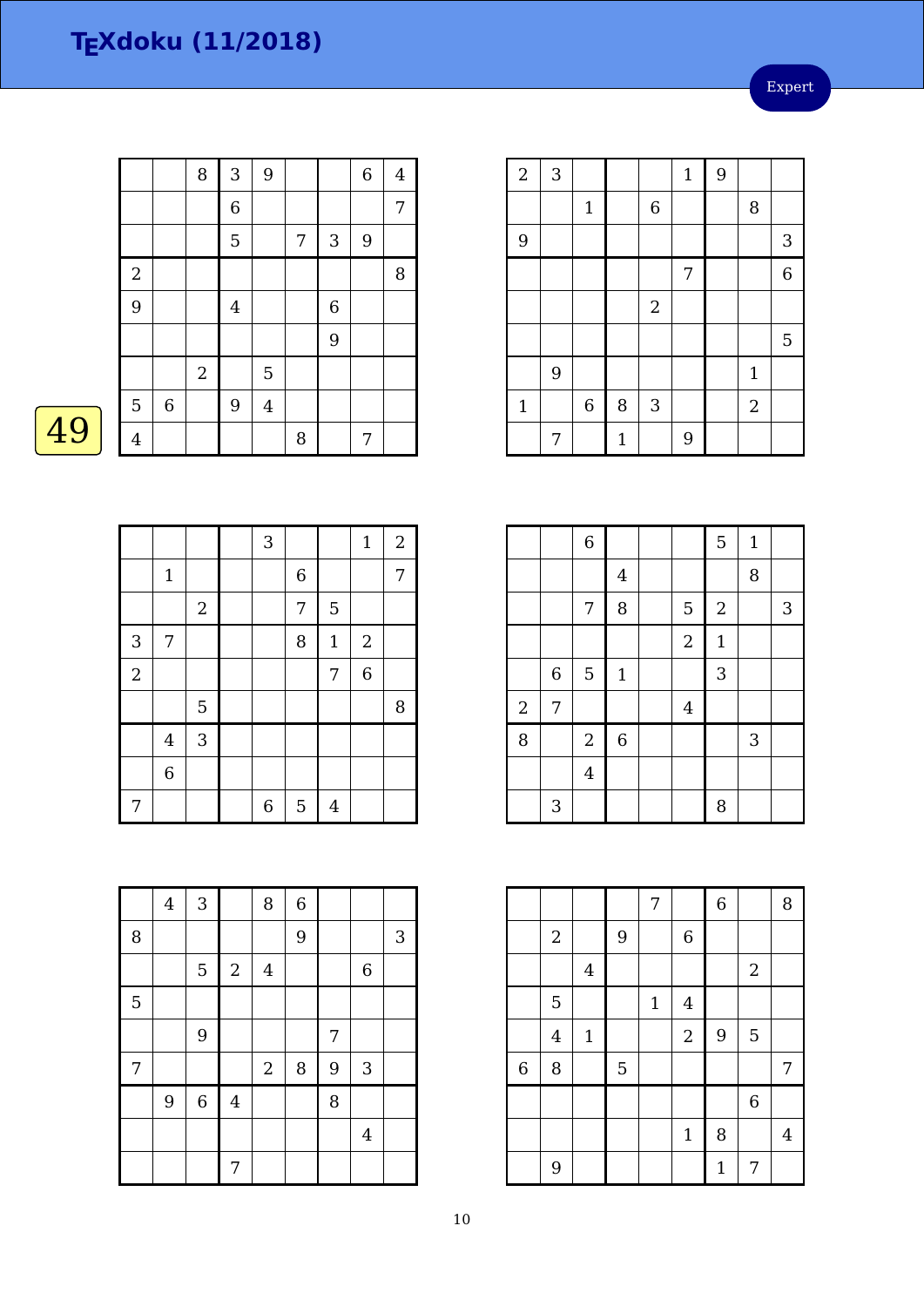# TEXdoku (11/2018)

Expert

49

|   |   |   |   |   |   |   |   |   |
|---|---|---|---|---|---|---|---|---|
|   |   | 8 | 3 | 9 |   |   | 6 | 4 |
|   |   |   | 6 |   |   |   |   | 7 |
|   |   |   | 5 |   | 7 | 3 | 9 |   |
| 2 |   |   |   |   |   |   |   | 8 |
| 9 |   |   | 4 |   |   | 6 |   |   |
|   |   |   |   |   |   | 9 |   |   |
|   |   | 2 |   | 5 |   |   |   |   |
| 5 | 6 |   | 9 | 4 |   |   |   |   |
| 4 |   |   |   |   | 8 |   | 7 |   |

|   |   |   |   |   |   |   |   |   |
|---|---|---|---|---|---|---|---|---|
| 2 | 3 |   |   |   | 1 | 9 |   |   |
|   |   | 1 |   | 6 |   |   | 8 |   |
| 9 |   |   |   |   |   |   |   | 3 |
|   |   |   |   |   | 7 |   |   | 6 |
|   |   |   |   | 2 |   |   |   |   |
|   |   |   |   |   |   |   |   | 5 |
|   | 9 |   |   |   |   |   | 1 |   |
| 1 |   | 6 | 8 | 3 |   |   | 2 |   |
|   | 7 |   | 1 |   | 9 |   |   |   |

|   |   |   |   |   |   |   |   |   |
|---|---|---|---|---|---|---|---|---|
|   |   |   |   | 3 |   |   | 1 | 2 |
|   | 1 |   |   |   | 6 |   |   | 7 |
|   |   | 2 |   |   | 7 | 5 |   |   |
| 3 | 7 |   |   |   | 8 | 1 | 2 |   |
| 2 |   |   |   |   |   | 7 | 6 |   |
|   |   | 5 |   |   |   |   |   | 8 |
|   | 4 | 3 |   |   |   |   |   |   |
|   | 6 |   |   |   |   |   |   |   |
| 7 |   |   |   | 6 | 5 | 4 |   |   |

|   |   |   |   |   |   |   |   |   |
|---|---|---|---|---|---|---|---|---|
|   |   | 6 |   |   |   | 5 | 1 |   |
|   |   |   | 4 |   |   |   | 8 |   |
|   |   | 7 | 8 |   | 5 | 2 |   | 3 |
|   |   |   |   |   | 2 | 1 |   |   |
|   | 6 | 5 | 1 |   |   | 3 |   |   |
| 2 | 7 |   |   |   | 4 |   |   |   |
| 8 |   | 2 | 6 |   |   |   | 3 |   |
|   |   | 4 |   |   |   |   |   |   |
|   | 3 |   |   |   |   | 8 |   |   |

|   |   |   |   |   |   |   |   |   |
|---|---|---|---|---|---|---|---|---|
|   | 4 | 3 |   | 8 | 6 |   |   |   |
| 8 |   |   |   |   | 9 |   |   | 3 |
|   |   | 5 | 2 | 4 |   |   | 6 |   |
| 5 |   |   |   |   |   |   |   |   |
|   |   | 9 |   |   |   | 7 |   |   |
| 7 |   |   |   | 2 | 8 | 9 | 3 |   |
|   | 9 | 6 | 4 |   |   | 8 |   |   |
|   |   |   |   |   |   |   | 4 |   |
|   |   |   | 7 |   |   |   |   |   |

|   |   |   |   |   |   |   |   |   |
|---|---|---|---|---|---|---|---|---|
|   |   |   |   | 7 |   | 6 |   | 8 |
|   | 2 |   | 9 |   | 6 |   |   |   |
|   |   | 4 |   |   |   |   | 2 |   |
|   | 5 |   |   | 1 | 4 |   |   |   |
|   | 4 | 1 |   |   | 2 | 9 | 5 |   |
| 6 | 8 |   | 5 |   |   |   |   | 7 |
|   |   |   |   |   |   |   | 6 |   |
|   |   |   |   |   | 1 | 8 |   | 4 |
|   | 9 |   |   |   |   | 1 | 7 |   |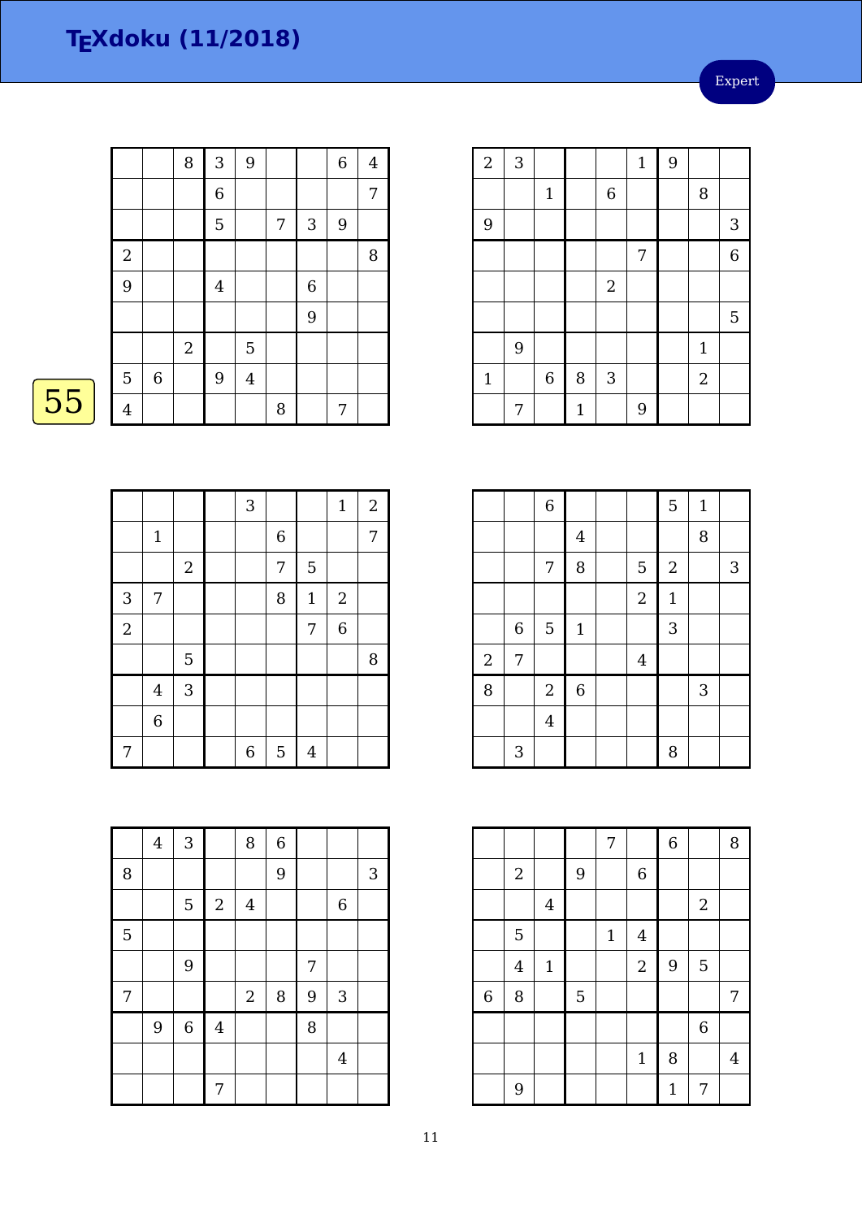# TEXdoku (11/2018)

Expert

55

|   |   |   |   |   |   |   |   |   |
|---|---|---|---|---|---|---|---|---|
|   |   | 8 | 3 | 9 |   |   | 6 | 4 |
|   |   |   | 6 |   |   |   |   | 7 |
|   |   |   | 5 |   | 7 | 3 | 9 |   |
| 2 |   |   |   |   |   |   |   | 8 |
| 9 |   |   | 4 |   |   | 6 |   |   |
|   |   |   |   |   |   | 9 |   |   |
|   |   | 2 |   | 5 |   |   |   |   |
| 5 | 6 |   | 9 | 4 |   |   |   |   |
| 4 |   |   |   |   | 8 |   | 7 |   |

|   |   |   |   |   |   |   |   |   |
|---|---|---|---|---|---|---|---|---|
| 2 | 3 |   |   |   | 1 | 9 |   |   |
|   |   | 1 |   | 6 |   |   | 8 |   |
| 9 |   |   |   |   |   |   |   | 3 |
|   |   |   |   |   | 7 |   |   | 6 |
|   |   |   |   | 2 |   |   |   |   |
|   |   |   |   |   |   |   |   | 5 |
|   | 9 |   |   |   |   |   | 1 |   |
| 1 |   | 6 | 8 | 3 |   |   | 2 |   |
|   | 7 |   | 1 |   | 9 |   |   |   |

|   |   |   |   |   |   |   |   |   |
|---|---|---|---|---|---|---|---|---|
|   |   |   |   | 3 |   |   | 1 | 2 |
|   | 1 |   |   |   | 6 |   |   | 7 |
|   |   | 2 |   |   | 7 | 5 |   |   |
| 3 | 7 |   |   |   | 8 | 1 | 2 |   |
| 2 |   |   |   |   |   | 7 | 6 |   |
|   |   | 5 |   |   |   |   |   | 8 |
|   | 4 | 3 |   |   |   |   |   |   |
|   | 6 |   |   |   |   |   |   |   |
| 7 |   |   |   | 6 | 5 | 4 |   |   |

|   |   |   |   |   |   |   |   |   |
|---|---|---|---|---|---|---|---|---|
|   |   | 6 |   |   |   | 5 | 1 |   |
|   |   |   | 4 |   |   |   | 8 |   |
|   |   | 7 | 8 |   | 5 | 2 |   | 3 |
|   |   |   |   |   | 2 | 1 |   |   |
|   | 6 | 5 | 1 |   |   | 3 |   |   |
| 2 | 7 |   |   |   | 4 |   |   |   |
| 8 |   | 2 | 6 |   |   |   | 3 |   |
|   |   | 4 |   |   |   |   |   |   |
|   | 3 |   |   |   |   | 8 |   |   |

|   |   |   |   |   |   |   |   |   |
|---|---|---|---|---|---|---|---|---|
|   | 4 | 3 |   | 8 | 6 |   |   |   |
| 8 |   |   |   |   | 9 |   |   | 3 |
|   |   | 5 | 2 | 4 |   |   | 6 |   |
| 5 |   |   |   |   |   |   |   |   |
|   |   | 9 |   |   |   | 7 |   |   |
| 7 |   |   |   | 2 | 8 | 9 | 3 |   |
|   | 9 | 6 | 4 |   |   | 8 |   |   |
|   |   |   |   |   |   |   | 4 |   |
|   |   |   | 7 |   |   |   |   |   |

|   |   |   |   |   |   |   |   |   |
|---|---|---|---|---|---|---|---|---|
|   |   |   |   | 7 |   | 6 |   | 8 |
|   | 2 |   | 9 |   | 6 |   |   |   |
|   |   | 4 |   |   |   |   | 2 |   |
|   | 5 |   |   | 1 | 4 |   |   |   |
|   | 4 | 1 |   |   | 2 | 9 | 5 |   |
| 6 | 8 |   | 5 |   |   |   |   | 7 |
|   |   |   |   |   |   |   | 6 |   |
|   |   |   |   |   | 1 | 8 |   | 4 |
|   | 9 |   |   |   |   | 1 | 7 |   |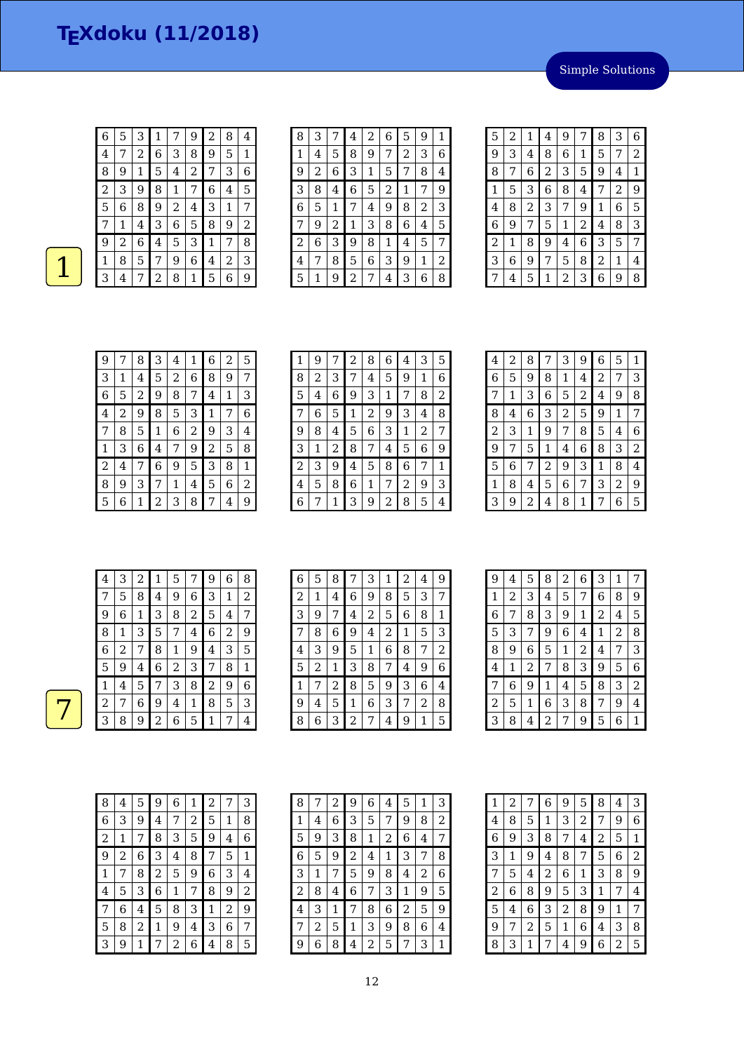# TEXdoku (11/2018)

Simple Solutions

1

| 6 | 5 | 3 | 1 | 7 | 9 | 2 | 8 | 4 |
|---|---|---|---|---|---|---|---|---|
| 4 | 7 | 2 | 6 | 3 | 8 | 9 | 5 | 1 |
| 8 | 9 | 1 | 5 | 4 | 2 | 7 | 3 | 6 |
| 2 | 3 | 9 | 8 | 1 | 7 | 6 | 4 | 5 |
| 5 | 6 | 8 | 9 | 2 | 4 | 3 | 1 | 7 |
| 7 | 1 | 4 | 3 | 6 | 5 | 8 | 9 | 2 |
| 9 | 2 | 6 | 4 | 5 | 3 | 1 | 7 | 8 |
| 1 | 8 | 5 | 7 | 9 | 6 | 4 | 2 | 3 |
| 3 | 4 | 7 | 2 | 8 | 1 | 5 | 6 | 9 |

| 8 | 3 | 7 | 4 | 2 | 6 | 5 | 9 | 1 |
|---|---|---|---|---|---|---|---|---|
| 1 | 4 | 5 | 8 | 9 | 7 | 2 | 3 | 6 |
| 9 | 2 | 6 | 3 | 1 | 5 | 7 | 8 | 4 |
| 3 | 8 | 4 | 6 | 5 | 2 | 1 | 7 | 9 |
| 6 | 5 | 1 | 7 | 4 | 9 | 8 | 2 | 3 |
| 7 | 9 | 2 | 1 | 3 | 8 | 6 | 4 | 5 |
| 2 | 6 | 3 | 9 | 8 | 1 | 4 | 5 | 7 |
| 4 | 7 | 8 | 5 | 6 | 3 | 9 | 1 | 2 |
| 5 | 1 | 9 | 2 | 7 | 4 | 3 | 6 | 8 |

| 5 | 2 | 1 | 4 | 9 | 7 | 8 | 3 | 6 |
|---|---|---|---|---|---|---|---|---|
| 9 | 3 | 4 | 8 | 6 | 1 | 5 | 7 | 2 |
| 8 | 7 | 6 | 2 | 3 | 5 | 9 | 4 | 1 |
| 1 | 5 | 3 | 6 | 8 | 4 | 7 | 2 | 9 |
| 4 | 8 | 2 | 3 | 7 | 9 | 1 | 6 | 5 |
| 6 | 9 | 7 | 5 | 1 | 2 | 4 | 8 | 3 |
| 2 | 1 | 8 | 9 | 4 | 6 | 3 | 5 | 7 |
| 3 | 6 | 9 | 7 | 5 | 8 | 2 | 1 | 4 |
| 7 | 4 | 5 | 1 | 2 | 3 | 6 | 9 | 8 |

| 9 | 7 | 8 | 3 | 4 | 1 | 6 | 2 | 5 |
|---|---|---|---|---|---|---|---|---|
| 3 | 1 | 4 | 5 | 2 | 6 | 8 | 9 | 7 |
| 6 | 5 | 2 | 9 | 8 | 7 | 4 | 1 | 3 |
| 4 | 2 | 9 | 8 | 5 | 3 | 1 | 7 | 6 |
| 7 | 8 | 5 | 1 | 6 | 2 | 9 | 3 | 4 |
| 1 | 3 | 6 | 4 | 7 | 9 | 2 | 5 | 8 |
| 2 | 4 | 7 | 6 | 9 | 5 | 3 | 8 | 1 |
| 8 | 9 | 3 | 7 | 1 | 4 | 5 | 6 | 2 |
| 5 | 6 | 1 | 2 | 3 | 8 | 7 | 4 | 9 |

| 1 | 9 | 7 | 2 | 8 | 6 | 4 | 3 | 5 |
|---|---|---|---|---|---|---|---|---|
| 8 | 2 | 3 | 7 | 4 | 5 | 9 | 1 | 6 |
| 5 | 4 | 6 | 9 | 3 | 1 | 7 | 8 | 2 |
| 7 | 6 | 5 | 1 | 2 | 9 | 3 | 4 | 8 |
| 9 | 8 | 4 | 5 | 6 | 3 | 1 | 2 | 7 |
| 3 | 1 | 2 | 8 | 7 | 4 | 5 | 6 | 9 |
| 2 | 3 | 9 | 4 | 5 | 8 | 6 | 7 | 1 |
| 4 | 5 | 8 | 6 | 1 | 7 | 2 | 9 | 3 |
| 6 | 7 | 1 | 3 | 9 | 2 | 8 | 5 | 4 |

| 4 | 2 | 8 | 7 | 3 | 9 | 6 | 5 | 1 |
|---|---|---|---|---|---|---|---|---|
| 6 | 5 | 9 | 8 | 1 | 4 | 2 | 7 | 3 |
| 7 | 1 | 3 | 6 | 5 | 2 | 4 | 9 | 8 |
| 8 | 4 | 6 | 3 | 2 | 5 | 9 | 1 | 7 |
| 2 | 3 | 1 | 9 | 7 | 8 | 5 | 4 | 6 |
| 9 | 7 | 5 | 1 | 4 | 6 | 8 | 3 | 2 |
| 5 | 6 | 7 | 2 | 9 | 3 | 1 | 8 | 4 |
| 1 | 8 | 4 | 5 | 6 | 7 | 3 | 2 | 9 |
| 3 | 9 | 2 | 4 | 8 | 1 | 7 | 6 | 5 |

7

| 4 | 3 | 2 | 1 | 5 | 7 | 9 | 6 | 8 |
|---|---|---|---|---|---|---|---|---|
| 7 | 5 | 8 | 4 | 9 | 6 | 3 | 1 | 2 |
| 9 | 6 | 1 | 3 | 8 | 2 | 5 | 4 | 7 |
| 8 | 1 | 3 | 5 | 7 | 4 | 6 | 2 | 9 |
| 6 | 2 | 7 | 8 | 1 | 9 | 4 | 3 | 5 |
| 5 | 9 | 4 | 6 | 2 | 3 | 7 | 8 | 1 |
| 1 | 4 | 5 | 7 | 3 | 8 | 2 | 9 | 6 |
| 2 | 7 | 6 | 9 | 4 | 1 | 8 | 5 | 3 |
| 3 | 8 | 9 | 2 | 6 | 5 | 1 | 7 | 4 |

| 6 | 5 | 8 | 7 | 3 | 1 | 2 | 4 | 9 |
|---|---|---|---|---|---|---|---|---|
| 2 | 1 | 4 | 6 | 9 | 8 | 5 | 3 | 7 |
| 3 | 9 | 7 | 4 | 2 | 5 | 6 | 8 | 1 |
| 7 | 8 | 6 | 9 | 4 | 2 | 1 | 5 | 3 |
| 4 | 3 | 9 | 5 | 1 | 6 | 8 | 7 | 2 |
| 5 | 2 | 1 | 3 | 8 | 7 | 4 | 9 | 6 |
| 1 | 7 | 2 | 8 | 5 | 9 | 3 | 6 | 4 |
| 9 | 4 | 5 | 1 | 6 | 3 | 7 | 2 | 8 |
| 8 | 6 | 3 | 2 | 7 | 4 | 9 | 1 | 5 |

| 9 | 4 | 5 | 8 | 2 | 6 | 3 | 1 | 7 |
|---|---|---|---|---|---|---|---|---|
| 1 | 2 | 3 | 4 | 5 | 7 | 6 | 8 | 9 |
| 6 | 7 | 8 | 3 | 9 | 1 | 2 | 4 | 5 |
| 5 | 3 | 7 | 9 | 6 | 4 | 1 | 2 | 8 |
| 8 | 9 | 6 | 5 | 1 | 2 | 4 | 7 | 3 |
| 4 | 1 | 2 | 7 | 8 | 3 | 9 | 5 | 6 |
| 7 | 6 | 9 | 1 | 4 | 5 | 8 | 3 | 2 |
| 2 | 5 | 1 | 6 | 3 | 8 | 7 | 9 | 4 |
| 3 | 8 | 4 | 2 | 7 | 9 | 5 | 6 | 1 |

| 8 | 4 | 5 | 9 | 6 | 1 | 2 | 7 | 3 |
|---|---|---|---|---|---|---|---|---|
| 6 | 3 | 9 | 4 | 7 | 2 | 5 | 1 | 8 |
| 2 | 1 | 7 | 8 | 3 | 5 | 9 | 4 | 6 |
| 9 | 2 | 6 | 3 | 4 | 8 | 7 | 5 | 1 |
| 1 | 7 | 8 | 2 | 5 | 9 | 6 | 3 | 4 |
| 4 | 5 | 3 | 6 | 1 | 7 | 8 | 9 | 2 |
| 7 | 6 | 4 | 5 | 8 | 3 | 1 | 2 | 9 |
| 5 | 8 | 2 | 1 | 9 | 4 | 3 | 6 | 7 |
| 3 | 9 | 1 | 7 | 2 | 6 | 4 | 8 | 5 |

| 8 | 7 | 2 | 9 | 6 | 4 | 5 | 1 | 3 |
|---|---|---|---|---|---|---|---|---|
| 1 | 4 | 6 | 3 | 5 | 7 | 9 | 8 | 2 |
| 5 | 9 | 3 | 8 | 1 | 2 | 6 | 4 | 7 |
| 6 | 5 | 9 | 2 | 4 | 1 | 3 | 7 | 8 |
| 3 | 1 | 7 | 5 | 9 | 8 | 4 | 2 | 6 |
| 2 | 8 | 4 | 6 | 7 | 3 | 1 | 9 | 5 |
| 4 | 3 | 1 | 7 | 8 | 6 | 2 | 5 | 9 |
| 7 | 2 | 5 | 1 | 3 | 9 | 8 | 6 | 4 |
| 9 | 6 | 8 | 4 | 2 | 5 | 7 | 3 | 1 |

| 1 | 2 | 7 | 6 | 9 | 5 | 8 | 4 | 3 |
|---|---|---|---|---|---|---|---|---|
| 4 | 8 | 5 | 1 | 3 | 2 | 7 | 9 | 6 |
| 6 | 9 | 3 | 8 | 7 | 4 | 2 | 5 | 1 |
| 3 | 1 | 9 | 4 | 8 | 7 | 5 | 6 | 2 |
| 7 | 5 | 4 | 2 | 6 | 1 | 3 | 8 | 9 |
| 2 | 6 | 8 | 9 | 5 | 3 | 1 | 7 | 4 |
| 5 | 4 | 6 | 3 | 2 | 8 | 9 | 1 | 7 |
| 9 | 7 | 2 | 5 | 1 | 6 | 4 | 3 | 8 |
| 8 | 3 | 1 | 7 | 4 | 9 | 6 | 2 | 5 |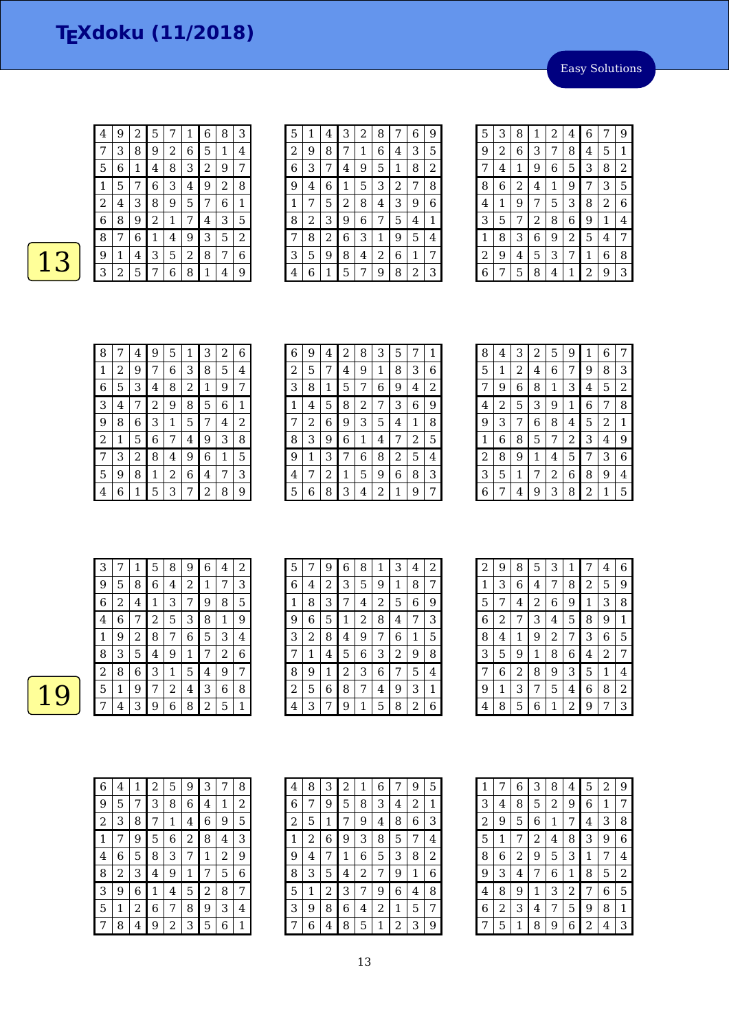# TEXdoku (11/2018)

Easy Solutions

13

| 4 | 9 | 2 | 5 | 7 | 1 | 6 | 8 | 3 |
|---|---|---|---|---|---|---|---|---|
| 7 | 3 | 8 | 9 | 2 | 6 | 5 | 1 | 4 |
| 5 | 6 | 1 | 4 | 8 | 3 | 2 | 9 | 7 |
| 1 | 5 | 7 | 6 | 3 | 4 | 9 | 2 | 8 |
| 2 | 4 | 3 | 8 | 9 | 5 | 7 | 6 | 1 |
| 6 | 8 | 9 | 2 | 1 | 7 | 4 | 3 | 5 |
| 8 | 7 | 6 | 1 | 4 | 9 | 3 | 5 | 2 |
| 9 | 1 | 4 | 3 | 5 | 2 | 8 | 7 | 6 |
| 3 | 2 | 5 | 7 | 6 | 8 | 1 | 4 | 9 |

| 5 | 1 | 4 | 3 | 2 | 8 | 7 | 6 | 9 |
|---|---|---|---|---|---|---|---|---|
| 2 | 9 | 8 | 7 | 1 | 6 | 4 | 3 | 5 |
| 6 | 3 | 7 | 4 | 9 | 5 | 1 | 8 | 2 |
| 9 | 4 | 6 | 1 | 5 | 3 | 2 | 7 | 8 |
| 1 | 7 | 5 | 2 | 8 | 4 | 3 | 9 | 6 |
| 8 | 2 | 3 | 9 | 6 | 7 | 5 | 4 | 1 |
| 7 | 8 | 2 | 6 | 3 | 1 | 9 | 5 | 4 |
| 3 | 5 | 9 | 8 | 4 | 2 | 6 | 1 | 7 |
| 4 | 6 | 1 | 5 | 7 | 9 | 8 | 2 | 3 |

| 5 | 3 | 8 | 1 | 2 | 4 | 6 | 7 | 9 |
|---|---|---|---|---|---|---|---|---|
| 9 | 2 | 6 | 3 | 7 | 8 | 4 | 5 | 1 |
| 7 | 4 | 1 | 9 | 6 | 5 | 3 | 8 | 2 |
| 8 | 6 | 2 | 4 | 1 | 9 | 7 | 3 | 5 |
| 4 | 1 | 9 | 7 | 5 | 3 | 8 | 2 | 6 |
| 3 | 5 | 7 | 2 | 8 | 6 | 9 | 1 | 4 |
| 1 | 8 | 3 | 6 | 9 | 2 | 5 | 4 | 7 |
| 2 | 9 | 4 | 5 | 3 | 7 | 1 | 6 | 8 |
| 6 | 7 | 5 | 8 | 4 | 1 | 2 | 9 | 3 |

| 8 | 7 | 4 | 9 | 5 | 1 | 3 | 2 | 6 |
|---|---|---|---|---|---|---|---|---|
| 1 | 2 | 9 | 7 | 6 | 3 | 8 | 5 | 4 |
| 6 | 5 | 3 | 4 | 8 | 2 | 1 | 9 | 7 |
| 3 | 4 | 7 | 2 | 9 | 8 | 5 | 6 | 1 |
| 9 | 8 | 6 | 3 | 1 | 5 | 7 | 4 | 2 |
| 2 | 1 | 5 | 6 | 7 | 4 | 9 | 3 | 8 |
| 7 | 3 | 2 | 8 | 4 | 9 | 6 | 1 | 5 |
| 5 | 9 | 8 | 1 | 2 | 6 | 4 | 7 | 3 |
| 4 | 6 | 1 | 5 | 3 | 7 | 2 | 8 | 9 |

| 6 | 9 | 4 | 2 | 8 | 3 | 5 | 7 | 1 |
|---|---|---|---|---|---|---|---|---|
| 2 | 5 | 7 | 4 | 9 | 1 | 8 | 3 | 6 |
| 3 | 8 | 1 | 5 | 7 | 6 | 9 | 4 | 2 |
| 1 | 4 | 5 | 8 | 2 | 7 | 3 | 6 | 9 |
| 7 | 2 | 6 | 9 | 3 | 5 | 4 | 1 | 8 |
| 8 | 3 | 9 | 6 | 1 | 4 | 7 | 2 | 5 |
| 9 | 1 | 3 | 7 | 6 | 8 | 2 | 5 | 4 |
| 4 | 7 | 2 | 1 | 5 | 9 | 6 | 8 | 3 |
| 5 | 6 | 8 | 3 | 4 | 2 | 1 | 9 | 7 |

| 8 | 4 | 3 | 2 | 5 | 9 | 1 | 6 | 7 |
|---|---|---|---|---|---|---|---|---|
| 5 | 1 | 2 | 4 | 6 | 7 | 9 | 8 | 3 |
| 7 | 9 | 6 | 8 | 1 | 3 | 4 | 5 | 2 |
| 4 | 2 | 5 | 3 | 9 | 1 | 6 | 7 | 8 |
| 9 | 3 | 7 | 6 | 8 | 4 | 5 | 2 | 1 |
| 1 | 6 | 8 | 5 | 7 | 2 | 3 | 4 | 9 |
| 2 | 8 | 9 | 1 | 4 | 5 | 7 | 3 | 6 |
| 3 | 5 | 1 | 7 | 2 | 6 | 8 | 9 | 4 |
| 6 | 7 | 4 | 9 | 3 | 8 | 2 | 1 | 5 |

19

| 3 | 7 | 1 | 5 | 8 | 9 | 6 | 4 | 2 |
|---|---|---|---|---|---|---|---|---|
| 9 | 5 | 8 | 6 | 4 | 2 | 1 | 7 | 3 |
| 6 | 2 | 4 | 1 | 3 | 7 | 9 | 8 | 5 |
| 4 | 6 | 7 | 2 | 5 | 3 | 8 | 1 | 9 |
| 1 | 9 | 2 | 8 | 7 | 6 | 5 | 3 | 4 |
| 8 | 3 | 5 | 4 | 9 | 1 | 7 | 2 | 6 |
| 2 | 8 | 6 | 3 | 1 | 5 | 4 | 9 | 7 |
| 5 | 1 | 9 | 7 | 2 | 4 | 3 | 6 | 8 |
| 7 | 4 | 3 | 9 | 6 | 8 | 2 | 5 | 1 |

| 5 | 7 | 9 | 6 | 8 | 1 | 3 | 4 | 2 |
|---|---|---|---|---|---|---|---|---|
| 6 | 4 | 2 | 3 | 5 | 9 | 1 | 8 | 7 |
| 1 | 8 | 3 | 7 | 4 | 2 | 5 | 6 | 9 |
| 9 | 6 | 5 | 1 | 2 | 8 | 4 | 7 | 3 |
| 3 | 2 | 8 | 4 | 9 | 7 | 6 | 1 | 5 |
| 7 | 1 | 4 | 5 | 6 | 3 | 2 | 9 | 8 |
| 8 | 9 | 1 | 2 | 3 | 6 | 7 | 5 | 4 |
| 2 | 5 | 6 | 8 | 7 | 4 | 9 | 3 | 1 |
| 4 | 3 | 7 | 9 | 1 | 5 | 8 | 2 | 6 |

| 2 | 9 | 8 | 5 | 3 | 1 | 7 | 4 | 6 |
|---|---|---|---|---|---|---|---|---|
| 1 | 3 | 6 | 4 | 7 | 8 | 2 | 5 | 9 |
| 5 | 7 | 4 | 2 | 6 | 9 | 1 | 3 | 8 |
| 6 | 2 | 7 | 3 | 4 | 5 | 8 | 9 | 1 |
| 8 | 4 | 1 | 9 | 2 | 7 | 3 | 6 | 5 |
| 3 | 5 | 9 | 1 | 8 | 6 | 4 | 2 | 7 |
| 7 | 6 | 2 | 8 | 9 | 3 | 5 | 1 | 4 |
| 9 | 1 | 3 | 7 | 5 | 4 | 6 | 8 | 2 |
| 4 | 8 | 5 | 6 | 1 | 2 | 9 | 7 | 3 |

| 6 | 4 | 1 | 2 | 5 | 9 | 3 | 7 | 8 |
|---|---|---|---|---|---|---|---|---|
| 9 | 5 | 7 | 3 | 8 | 6 | 4 | 1 | 2 |
| 2 | 3 | 8 | 7 | 1 | 4 | 6 | 9 | 5 |
| 1 | 7 | 9 | 5 | 6 | 2 | 8 | 4 | 3 |
| 4 | 6 | 5 | 8 | 3 | 7 | 1 | 2 | 9 |
| 8 | 2 | 3 | 4 | 9 | 1 | 7 | 5 | 6 |
| 3 | 9 | 6 | 1 | 4 | 5 | 2 | 8 | 7 |
| 5 | 1 | 2 | 6 | 7 | 8 | 9 | 3 | 4 |
| 7 | 8 | 4 | 9 | 2 | 3 | 5 | 6 | 1 |

| 4 | 8 | 3 | 2 | 1 | 6 | 7 | 9 | 5 |
|---|---|---|---|---|---|---|---|---|
| 6 | 7 | 9 | 5 | 8 | 3 | 4 | 2 | 1 |
| 2 | 5 | 1 | 7 | 9 | 4 | 8 | 6 | 3 |
| 1 | 2 | 6 | 9 | 3 | 8 | 5 | 7 | 4 |
| 9 | 4 | 7 | 1 | 6 | 5 | 3 | 8 | 2 |
| 8 | 3 | 5 | 4 | 2 | 7 | 9 | 1 | 6 |
| 5 | 1 | 2 | 3 | 7 | 9 | 6 | 4 | 8 |
| 3 | 9 | 8 | 6 | 4 | 2 | 1 | 5 | 7 |
| 7 | 6 | 4 | 8 | 5 | 1 | 2 | 3 | 9 |

| 1 | 7 | 6 | 3 | 8 | 4 | 5 | 2 | 9 |
|---|---|---|---|---|---|---|---|---|
| 3 | 4 | 8 | 5 | 2 | 9 | 6 | 1 | 7 |
| 2 | 9 | 5 | 6 | 1 | 7 | 4 | 3 | 8 |
| 5 | 1 | 7 | 2 | 4 | 8 | 3 | 9 | 6 |
| 8 | 6 | 2 | 9 | 5 | 3 | 1 | 7 | 4 |
| 9 | 3 | 4 | 7 | 6 | 1 | 8 | 5 | 2 |
| 4 | 8 | 9 | 1 | 3 | 2 | 7 | 6 | 5 |
| 6 | 2 | 3 | 4 | 7 | 5 | 9 | 8 | 1 |
| 7 | 5 | 1 | 8 | 9 | 6 | 2 | 4 | 3 |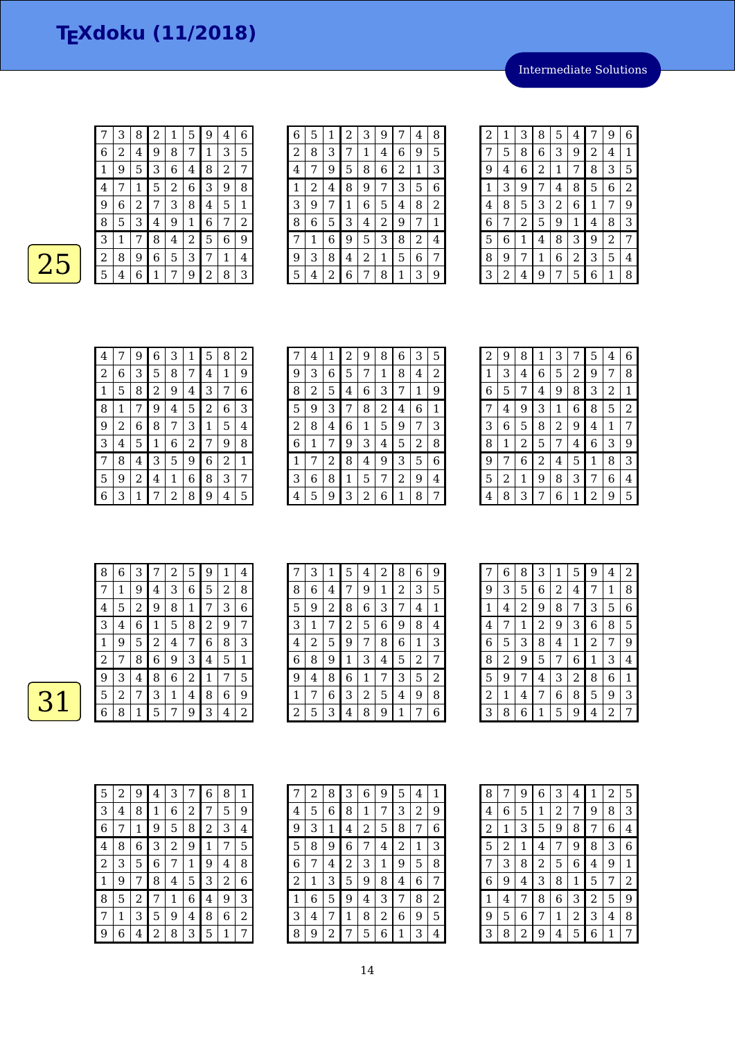# TEXdoku (11/2018)

Intermediate Solutions

**25**

| 7 | 3 | 8 | 2 | 1 | 5 | 9 | 4 | 6 |
|---|---|---|---|---|---|---|---|---|
| 6 | 2 | 4 | 9 | 8 | 7 | 1 | 3 | 5 |
| 1 | 9 | 5 | 3 | 6 | 4 | 8 | 2 | 7 |
| 4 | 7 | 1 | 5 | 2 | 6 | 3 | 9 | 8 |
| 9 | 6 | 2 | 7 | 3 | 8 | 4 | 5 | 1 |
| 8 | 5 | 3 | 4 | 9 | 1 | 6 | 7 | 2 |
| 3 | 1 | 7 | 8 | 4 | 2 | 5 | 6 | 9 |
| 2 | 8 | 9 | 6 | 5 | 3 | 7 | 1 | 4 |
| 5 | 4 | 6 | 1 | 7 | 9 | 2 | 8 | 3 |

| 6 | 5 | 1 | 2 | 3 | 9 | 7 | 4 | 8 |
|---|---|---|---|---|---|---|---|---|
| 2 | 8 | 3 | 7 | 1 | 4 | 6 | 9 | 5 |
| 4 | 7 | 9 | 5 | 8 | 6 | 2 | 1 | 3 |
| 1 | 2 | 4 | 8 | 9 | 7 | 3 | 5 | 6 |
| 3 | 9 | 7 | 1 | 6 | 5 | 4 | 8 | 2 |
| 8 | 6 | 5 | 3 | 4 | 2 | 9 | 7 | 1 |
| 7 | 1 | 6 | 9 | 5 | 3 | 8 | 2 | 4 |
| 9 | 3 | 8 | 4 | 2 | 1 | 5 | 6 | 7 |
| 5 | 4 | 2 | 6 | 7 | 8 | 1 | 3 | 9 |

| 2 | 1 | 3 | 8 | 5 | 4 | 7 | 9 | 6 |
|---|---|---|---|---|---|---|---|---|
| 7 | 5 | 8 | 6 | 3 | 9 | 2 | 4 | 1 |
| 9 | 4 | 6 | 2 | 1 | 7 | 8 | 3 | 5 |
| 1 | 3 | 9 | 7 | 4 | 8 | 5 | 6 | 2 |
| 4 | 8 | 5 | 3 | 2 | 6 | 1 | 7 | 9 |
| 6 | 7 | 2 | 5 | 9 | 1 | 4 | 8 | 3 |
| 5 | 6 | 1 | 4 | 8 | 3 | 9 | 2 | 7 |
| 8 | 9 | 7 | 1 | 6 | 2 | 3 | 5 | 4 |
| 3 | 2 | 4 | 9 | 7 | 5 | 6 | 1 | 8 |

| 4 | 7 | 9 | 6 | 3 | 1 | 5 | 8 | 2 |
|---|---|---|---|---|---|---|---|---|
| 2 | 6 | 3 | 5 | 8 | 7 | 4 | 1 | 9 |
| 1 | 5 | 8 | 2 | 9 | 4 | 3 | 7 | 6 |
| 8 | 1 | 7 | 9 | 4 | 5 | 2 | 6 | 3 |
| 9 | 2 | 6 | 8 | 7 | 3 | 1 | 5 | 4 |
| 3 | 4 | 5 | 1 | 6 | 2 | 7 | 9 | 8 |
| 7 | 8 | 4 | 3 | 5 | 9 | 6 | 2 | 1 |
| 5 | 9 | 2 | 4 | 1 | 6 | 8 | 3 | 7 |
| 6 | 3 | 1 | 7 | 2 | 8 | 9 | 4 | 5 |

| 7 | 4 | 1 | 2 | 9 | 8 | 6 | 3 | 5 |
|---|---|---|---|---|---|---|---|---|
| 9 | 3 | 6 | 5 | 7 | 1 | 8 | 4 | 2 |
| 8 | 2 | 5 | 4 | 6 | 3 | 7 | 1 | 9 |
| 5 | 9 | 3 | 7 | 8 | 2 | 4 | 6 | 1 |
| 2 | 8 | 4 | 6 | 1 | 5 | 9 | 7 | 3 |
| 6 | 1 | 7 | 9 | 3 | 4 | 5 | 2 | 8 |
| 1 | 7 | 2 | 8 | 4 | 9 | 3 | 5 | 6 |
| 3 | 6 | 8 | 1 | 5 | 7 | 2 | 9 | 4 |
| 4 | 5 | 9 | 3 | 2 | 6 | 1 | 8 | 7 |

| 2 | 9 | 8 | 1 | 3 | 7 | 5 | 4 | 6 |
|---|---|---|---|---|---|---|---|---|
| 1 | 3 | 4 | 6 | 5 | 2 | 9 | 7 | 8 |
| 6 | 5 | 7 | 4 | 9 | 8 | 3 | 2 | 1 |
| 7 | 4 | 9 | 3 | 1 | 6 | 8 | 5 | 2 |
| 3 | 6 | 5 | 8 | 2 | 9 | 4 | 1 | 7 |
| 8 | 1 | 2 | 5 | 7 | 4 | 6 | 3 | 9 |
| 9 | 7 | 6 | 2 | 4 | 5 | 1 | 8 | 3 |
| 5 | 2 | 1 | 9 | 8 | 3 | 7 | 6 | 4 |
| 4 | 8 | 3 | 7 | 6 | 1 | 2 | 9 | 5 |

**31**

| 8 | 6 | 3 | 7 | 2 | 5 | 9 | 1 | 4 |
|---|---|---|---|---|---|---|---|---|
| 7 | 1 | 9 | 4 | 3 | 6 | 5 | 2 | 8 |
| 4 | 5 | 2 | 9 | 8 | 1 | 7 | 3 | 6 |
| 3 | 4 | 6 | 1 | 5 | 8 | 2 | 9 | 7 |
| 1 | 9 | 5 | 2 | 4 | 7 | 6 | 8 | 3 |
| 2 | 7 | 8 | 6 | 9 | 3 | 4 | 5 | 1 |
| 9 | 3 | 4 | 8 | 6 | 2 | 1 | 7 | 5 |
| 5 | 2 | 7 | 3 | 1 | 4 | 8 | 6 | 9 |
| 6 | 8 | 1 | 5 | 7 | 9 | 3 | 4 | 2 |

| 7 | 3 | 1 | 5 | 4 | 2 | 8 | 6 | 9 |
|---|---|---|---|---|---|---|---|---|
| 8 | 6 | 4 | 7 | 9 | 1 | 2 | 3 | 5 |
| 5 | 9 | 2 | 8 | 6 | 3 | 7 | 4 | 1 |
| 3 | 1 | 7 | 2 | 5 | 6 | 9 | 8 | 4 |
| 4 | 2 | 5 | 9 | 7 | 8 | 6 | 1 | 3 |
| 6 | 8 | 9 | 1 | 3 | 4 | 5 | 2 | 7 |
| 9 | 4 | 8 | 6 | 1 | 7 | 3 | 5 | 2 |
| 1 | 7 | 6 | 3 | 2 | 5 | 4 | 9 | 8 |
| 2 | 5 | 3 | 4 | 8 | 9 | 1 | 7 | 6 |

| 7 | 6 | 8 | 3 | 1 | 5 | 9 | 4 | 2 |
|---|---|---|---|---|---|---|---|---|
| 9 | 3 | 5 | 6 | 2 | 4 | 7 | 1 | 8 |
| 1 | 4 | 2 | 9 | 8 | 7 | 3 | 5 | 6 |
| 4 | 7 | 1 | 2 | 9 | 3 | 6 | 8 | 5 |
| 6 | 5 | 3 | 8 | 4 | 1 | 2 | 7 | 9 |
| 8 | 2 | 9 | 5 | 7 | 6 | 1 | 3 | 4 |
| 5 | 9 | 7 | 4 | 3 | 2 | 8 | 6 | 1 |
| 2 | 1 | 4 | 7 | 6 | 8 | 5 | 9 | 3 |
| 3 | 8 | 6 | 1 | 5 | 9 | 4 | 2 | 7 |

| 5 | 2 | 9 | 4 | 3 | 7 | 6 | 8 | 1 |
|---|---|---|---|---|---|---|---|---|
| 3 | 4 | 8 | 1 | 6 | 2 | 7 | 5 | 9 |
| 6 | 7 | 1 | 9 | 5 | 8 | 2 | 3 | 4 |
| 4 | 8 | 6 | 3 | 2 | 9 | 1 | 7 | 5 |
| 2 | 3 | 5 | 6 | 7 | 1 | 9 | 4 | 8 |
| 1 | 9 | 7 | 8 | 4 | 5 | 3 | 2 | 6 |
| 8 | 5 | 2 | 7 | 1 | 6 | 4 | 9 | 3 |
| 7 | 1 | 3 | 5 | 9 | 4 | 8 | 6 | 2 |
| 9 | 6 | 4 | 2 | 8 | 3 | 5 | 1 | 7 |

| 7 | 2 | 8 | 3 | 6 | 9 | 5 | 4 | 1 |
|---|---|---|---|---|---|---|---|---|
| 4 | 5 | 6 | 8 | 1 | 7 | 3 | 2 | 9 |
| 9 | 3 | 1 | 4 | 2 | 5 | 8 | 7 | 6 |
| 5 | 8 | 9 | 6 | 7 | 4 | 2 | 1 | 3 |
| 6 | 7 | 4 | 2 | 3 | 1 | 9 | 5 | 8 |
| 2 | 1 | 3 | 5 | 9 | 8 | 4 | 6 | 7 |
| 1 | 6 | 5 | 9 | 4 | 3 | 7 | 8 | 2 |
| 3 | 4 | 7 | 1 | 8 | 2 | 6 | 9 | 5 |
| 8 | 9 | 2 | 7 | 5 | 6 | 1 | 3 | 4 |

| 8 | 7 | 9 | 6 | 3 | 4 | 1 | 2 | 5 |
|---|---|---|---|---|---|---|---|---|
| 4 | 6 | 5 | 1 | 2 | 7 | 9 | 8 | 3 |
| 2 | 1 | 3 | 5 | 9 | 8 | 7 | 6 | 4 |
| 5 | 2 | 1 | 4 | 7 | 9 | 8 | 3 | 6 |
| 7 | 3 | 8 | 2 | 5 | 6 | 4 | 9 | 1 |
| 6 | 9 | 4 | 3 | 8 | 1 | 5 | 7 | 2 |
| 1 | 4 | 7 | 8 | 6 | 3 | 2 | 5 | 9 |
| 9 | 5 | 6 | 7 | 1 | 2 | 3 | 4 | 8 |
| 3 | 8 | 2 | 9 | 4 | 5 | 6 | 1 | 7 |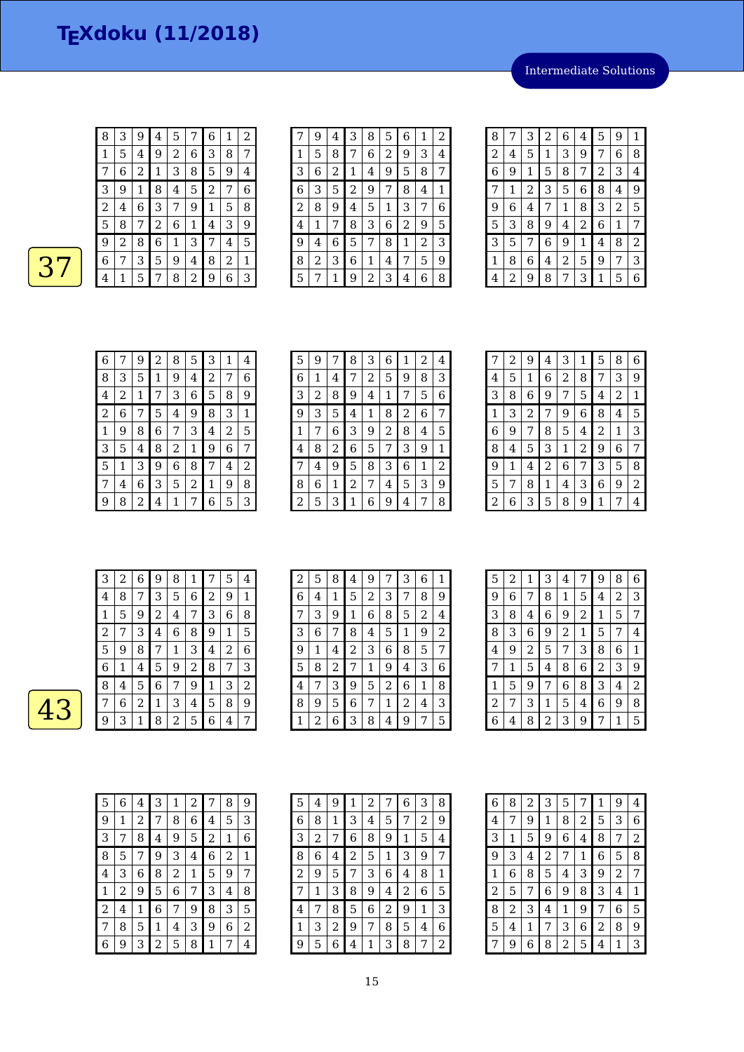# TEXdoku (11/2018)

Intermediate Solutions

**37**

| | | | | | | | | |
|---|---|---|---|---|---|---|---|---|
| 8 | 3 | 9 | 4 | 5 | 7 | 6 | 1 | 2 |
| 1 | 5 | 4 | 9 | 2 | 6 | 3 | 8 | 7 |
| 7 | 6 | 2 | 1 | 3 | 8 | 5 | 9 | 4 |
| 3 | 9 | 1 | 8 | 4 | 5 | 2 | 7 | 6 |
| 2 | 4 | 6 | 3 | 7 | 9 | 1 | 5 | 8 |
| 5 | 8 | 7 | 2 | 6 | 1 | 4 | 3 | 9 |
| 9 | 2 | 8 | 6 | 1 | 3 | 7 | 4 | 5 |
| 6 | 7 | 3 | 5 | 9 | 4 | 8 | 2 | 1 |
| 4 | 1 | 5 | 7 | 8 | 2 | 9 | 6 | 3 |

| | | | | | | | | |
|---|---|---|---|---|---|---|---|---|
| 7 | 9 | 4 | 3 | 8 | 5 | 6 | 1 | 2 |
| 1 | 5 | 8 | 7 | 6 | 2 | 9 | 3 | 4 |
| 3 | 6 | 2 | 1 | 4 | 9 | 5 | 8 | 7 |
| 6 | 3 | 5 | 2 | 9 | 7 | 8 | 4 | 1 |
| 2 | 8 | 9 | 4 | 5 | 1 | 3 | 7 | 6 |
| 4 | 1 | 7 | 8 | 3 | 6 | 2 | 9 | 5 |
| 9 | 4 | 6 | 5 | 7 | 8 | 1 | 2 | 3 |
| 8 | 2 | 3 | 6 | 1 | 4 | 7 | 5 | 9 |
| 5 | 7 | 1 | 9 | 2 | 3 | 4 | 6 | 8 |

| | | | | | | | | |
|---|---|---|---|---|---|---|---|---|
| 8 | 7 | 3 | 2 | 6 | 4 | 5 | 9 | 1 |
| 2 | 4 | 5 | 1 | 3 | 9 | 7 | 6 | 8 |
| 6 | 9 | 1 | 5 | 8 | 7 | 2 | 3 | 4 |
| 7 | 1 | 2 | 3 | 5 | 6 | 8 | 4 | 9 |
| 9 | 6 | 4 | 7 | 1 | 8 | 3 | 2 | 5 |
| 5 | 3 | 8 | 9 | 4 | 2 | 6 | 1 | 7 |
| 3 | 5 | 7 | 6 | 9 | 1 | 4 | 8 | 2 |
| 1 | 8 | 6 | 4 | 2 | 5 | 9 | 7 | 3 |
| 4 | 2 | 9 | 8 | 7 | 3 | 1 | 5 | 6 |

| | | | | | | | | |
|---|---|---|---|---|---|---|---|---|
| 6 | 7 | 9 | 2 | 8 | 5 | 3 | 1 | 4 |
| 8 | 3 | 5 | 1 | 9 | 4 | 2 | 7 | 6 |
| 4 | 2 | 1 | 7 | 3 | 6 | 5 | 8 | 9 |
| 2 | 6 | 7 | 5 | 4 | 9 | 8 | 3 | 1 |
| 1 | 9 | 8 | 6 | 7 | 3 | 4 | 2 | 5 |
| 3 | 5 | 4 | 8 | 2 | 1 | 9 | 6 | 7 |
| 5 | 1 | 3 | 9 | 6 | 8 | 7 | 4 | 2 |
| 7 | 4 | 6 | 3 | 5 | 2 | 1 | 9 | 8 |
| 9 | 8 | 2 | 4 | 1 | 7 | 6 | 5 | 3 |

| | | | | | | | | |
|---|---|---|---|---|---|---|---|---|
| 5 | 9 | 7 | 8 | 3 | 6 | 1 | 2 | 4 |
| 6 | 1 | 4 | 7 | 2 | 5 | 9 | 8 | 3 |
| 3 | 2 | 8 | 9 | 4 | 1 | 7 | 5 | 6 |
| 9 | 3 | 5 | 4 | 1 | 8 | 2 | 6 | 7 |
| 1 | 7 | 6 | 3 | 9 | 2 | 8 | 4 | 5 |
| 4 | 8 | 2 | 6 | 5 | 7 | 3 | 9 | 1 |
| 7 | 4 | 9 | 5 | 8 | 3 | 6 | 1 | 2 |
| 8 | 6 | 1 | 2 | 7 | 4 | 5 | 3 | 9 |
| 2 | 5 | 3 | 1 | 6 | 9 | 4 | 7 | 8 |

| | | | | | | | | |
|---|---|---|---|---|---|---|---|---|
| 7 | 2 | 9 | 4 | 3 | 1 | 5 | 8 | 6 |
| 4 | 5 | 1 | 6 | 2 | 8 | 7 | 3 | 9 |
| 3 | 8 | 6 | 9 | 7 | 5 | 4 | 2 | 1 |
| 1 | 3 | 2 | 7 | 9 | 6 | 8 | 4 | 5 |
| 6 | 9 | 7 | 8 | 5 | 4 | 2 | 1 | 3 |
| 8 | 4 | 5 | 3 | 1 | 2 | 9 | 6 | 7 |
| 9 | 1 | 4 | 2 | 6 | 7 | 3 | 5 | 8 |
| 5 | 7 | 8 | 1 | 4 | 3 | 6 | 9 | 2 |
| 2 | 6 | 3 | 5 | 8 | 9 | 1 | 7 | 4 |

**43**

| | | | | | | | | |
|---|---|---|---|---|---|---|---|---|
| 3 | 2 | 6 | 9 | 8 | 1 | 7 | 5 | 4 |
| 4 | 8 | 7 | 3 | 5 | 6 | 2 | 9 | 1 |
| 1 | 5 | 9 | 2 | 4 | 7 | 3 | 6 | 8 |
| 2 | 7 | 3 | 4 | 6 | 8 | 9 | 1 | 5 |
| 5 | 9 | 8 | 7 | 1 | 3 | 4 | 2 | 6 |
| 6 | 1 | 4 | 5 | 9 | 2 | 8 | 7 | 3 |
| 8 | 4 | 5 | 6 | 7 | 9 | 1 | 3 | 2 |
| 7 | 6 | 2 | 1 | 3 | 4 | 5 | 8 | 9 |
| 9 | 3 | 1 | 8 | 2 | 5 | 6 | 4 | 7 |

| | | | | | | | | |
|---|---|---|---|---|---|---|---|---|
| 2 | 5 | 8 | 4 | 9 | 7 | 3 | 6 | 1 |
| 6 | 4 | 1 | 5 | 2 | 3 | 7 | 8 | 9 |
| 7 | 3 | 9 | 1 | 6 | 8 | 5 | 2 | 4 |
| 3 | 6 | 7 | 8 | 4 | 5 | 1 | 9 | 2 |
| 9 | 1 | 4 | 2 | 3 | 6 | 8 | 5 | 7 |
| 5 | 8 | 2 | 7 | 1 | 9 | 4 | 3 | 6 |
| 4 | 7 | 3 | 9 | 5 | 2 | 6 | 1 | 8 |
| 8 | 9 | 5 | 6 | 7 | 1 | 2 | 4 | 3 |
| 1 | 2 | 6 | 3 | 8 | 4 | 9 | 7 | 5 |

| | | | | | | | | |
|---|---|---|---|---|---|---|---|---|
| 5 | 2 | 1 | 3 | 4 | 7 | 9 | 8 | 6 |
| 9 | 6 | 7 | 8 | 1 | 5 | 4 | 2 | 3 |
| 3 | 8 | 4 | 6 | 9 | 2 | 1 | 5 | 7 |
| 8 | 3 | 6 | 9 | 2 | 1 | 5 | 7 | 4 |
| 4 | 9 | 2 | 5 | 7 | 3 | 8 | 6 | 1 |
| 7 | 1 | 5 | 4 | 8 | 6 | 2 | 3 | 9 |
| 1 | 5 | 9 | 7 | 6 | 8 | 3 | 4 | 2 |
| 2 | 7 | 3 | 1 | 5 | 4 | 6 | 9 | 8 |
| 6 | 4 | 8 | 2 | 3 | 9 | 7 | 1 | 5 |

| | | | | | | | | |
|---|---|---|---|---|---|---|---|---|
| 5 | 6 | 4 | 3 | 1 | 2 | 7 | 8 | 9 |
| 9 | 1 | 2 | 7 | 8 | 6 | 4 | 5 | 3 |
| 3 | 7 | 8 | 4 | 9 | 5 | 2 | 1 | 6 |
| 8 | 5 | 7 | 9 | 3 | 4 | 6 | 2 | 1 |
| 4 | 3 | 6 | 8 | 2 | 1 | 5 | 9 | 7 |
| 1 | 2 | 9 | 5 | 6 | 7 | 3 | 4 | 8 |
| 2 | 4 | 1 | 6 | 7 | 9 | 8 | 3 | 5 |
| 7 | 8 | 5 | 1 | 4 | 3 | 9 | 6 | 2 |
| 6 | 9 | 3 | 2 | 5 | 8 | 1 | 7 | 4 |

| | | | | | | | | |
|---|---|---|---|---|---|---|---|---|
| 5 | 4 | 9 | 1 | 2 | 7 | 6 | 3 | 8 |
| 6 | 8 | 1 | 3 | 4 | 5 | 7 | 2 | 9 |
| 3 | 2 | 7 | 6 | 8 | 9 | 1 | 5 | 4 |
| 8 | 6 | 4 | 2 | 5 | 1 | 3 | 9 | 7 |
| 2 | 9 | 5 | 7 | 3 | 6 | 4 | 8 | 1 |
| 7 | 1 | 3 | 8 | 9 | 4 | 2 | 6 | 5 |
| 4 | 7 | 8 | 5 | 6 | 2 | 9 | 1 | 3 |
| 1 | 3 | 2 | 9 | 7 | 8 | 5 | 4 | 6 |
| 9 | 5 | 6 | 4 | 1 | 3 | 8 | 7 | 2 |

| | | | | | | | | |
|---|---|---|---|---|---|---|---|---|
| 6 | 8 | 2 | 3 | 5 | 7 | 1 | 9 | 4 |
| 4 | 7 | 9 | 1 | 8 | 2 | 5 | 3 | 6 |
| 3 | 1 | 5 | 9 | 6 | 4 | 8 | 7 | 2 |
| 9 | 3 | 4 | 2 | 7 | 1 | 6 | 5 | 8 |
| 1 | 6 | 8 | 5 | 4 | 3 | 9 | 2 | 7 |
| 2 | 5 | 7 | 6 | 9 | 8 | 3 | 4 | 1 |
| 8 | 2 | 3 | 4 | 1 | 9 | 7 | 6 | 5 |
| 5 | 4 | 1 | 7 | 3 | 6 | 2 | 8 | 9 |
| 7 | 9 | 6 | 8 | 2 | 5 | 4 | 1 | 3 |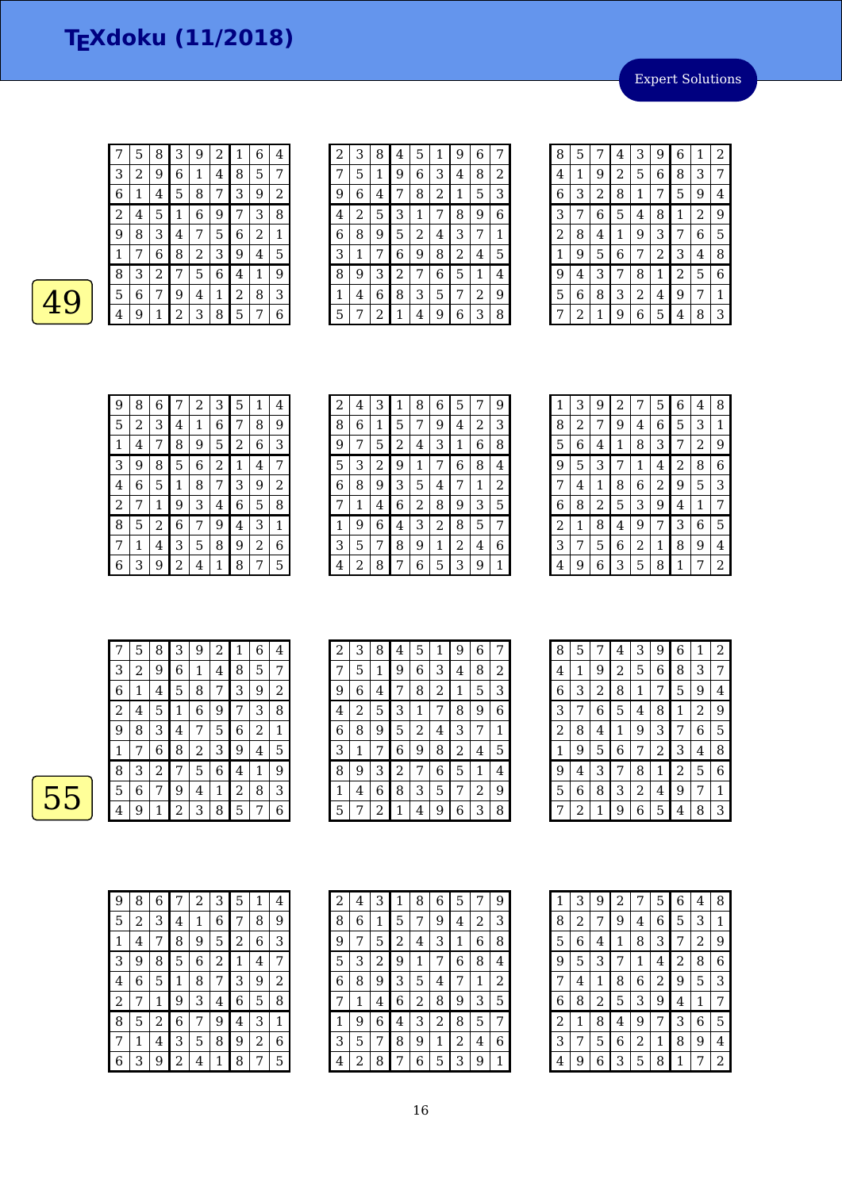# TEXdoku (11/2018)

Expert Solutions

**49**

| | | | | | | | | |
|---|---|---|---|---|---|---|---|---|
| 7 | 5 | 8 | 3 | 9 | 2 | 1 | 6 | 4 |
| 3 | 2 | 9 | 6 | 1 | 4 | 8 | 5 | 7 |
| 6 | 1 | 4 | 5 | 8 | 7 | 3 | 9 | 2 |
| 2 | 4 | 5 | 1 | 6 | 9 | 7 | 3 | 8 |
| 9 | 8 | 3 | 4 | 7 | 5 | 6 | 2 | 1 |
| 1 | 7 | 6 | 8 | 2 | 3 | 9 | 4 | 5 |
| 8 | 3 | 2 | 7 | 5 | 6 | 4 | 1 | 9 |
| 5 | 6 | 7 | 9 | 4 | 1 | 2 | 8 | 3 |
| 4 | 9 | 1 | 2 | 3 | 8 | 5 | 7 | 6 |

| | | | | | | | | |
|---|---|---|---|---|---|---|---|---|
| 2 | 3 | 8 | 4 | 5 | 1 | 9 | 6 | 7 |
| 7 | 5 | 1 | 9 | 6 | 3 | 4 | 8 | 2 |
| 9 | 6 | 4 | 7 | 8 | 2 | 1 | 5 | 3 |
| 4 | 2 | 5 | 3 | 1 | 7 | 8 | 9 | 6 |
| 6 | 8 | 9 | 5 | 2 | 4 | 3 | 7 | 1 |
| 3 | 1 | 7 | 6 | 9 | 8 | 2 | 4 | 5 |
| 8 | 9 | 3 | 2 | 7 | 6 | 5 | 1 | 4 |
| 1 | 4 | 6 | 8 | 3 | 5 | 7 | 2 | 9 |
| 5 | 7 | 2 | 1 | 4 | 9 | 6 | 3 | 8 |

| | | | | | | | | |
|---|---|---|---|---|---|---|---|---|
| 8 | 5 | 7 | 4 | 3 | 9 | 6 | 1 | 2 |
| 4 | 1 | 9 | 2 | 5 | 6 | 8 | 3 | 7 |
| 6 | 3 | 2 | 8 | 1 | 7 | 5 | 9 | 4 |
| 3 | 7 | 6 | 5 | 4 | 8 | 1 | 2 | 9 |
| 2 | 8 | 4 | 1 | 9 | 3 | 7 | 6 | 5 |
| 1 | 9 | 5 | 6 | 7 | 2 | 3 | 4 | 8 |
| 9 | 4 | 3 | 7 | 8 | 1 | 2 | 5 | 6 |
| 5 | 6 | 8 | 3 | 2 | 4 | 9 | 7 | 1 |
| 7 | 2 | 1 | 9 | 6 | 5 | 4 | 8 | 3 |

| | | | | | | | | |
|---|---|---|---|---|---|---|---|---|
| 9 | 8 | 6 | 7 | 2 | 3 | 5 | 1 | 4 |
| 5 | 2 | 3 | 4 | 1 | 6 | 7 | 8 | 9 |
| 1 | 4 | 7 | 8 | 9 | 5 | 2 | 6 | 3 |
| 3 | 9 | 8 | 5 | 6 | 2 | 1 | 4 | 7 |
| 4 | 6 | 5 | 1 | 8 | 7 | 3 | 9 | 2 |
| 2 | 7 | 1 | 9 | 3 | 4 | 6 | 5 | 8 |
| 8 | 5 | 2 | 6 | 7 | 9 | 4 | 3 | 1 |
| 7 | 1 | 4 | 3 | 5 | 8 | 9 | 2 | 6 |
| 6 | 3 | 9 | 2 | 4 | 1 | 8 | 7 | 5 |

| | | | | | | | | |
|---|---|---|---|---|---|---|---|---|
| 2 | 4 | 3 | 1 | 8 | 6 | 5 | 7 | 9 |
| 8 | 6 | 1 | 5 | 7 | 9 | 4 | 2 | 3 |
| 9 | 7 | 5 | 2 | 4 | 3 | 1 | 6 | 8 |
| 5 | 3 | 2 | 9 | 1 | 7 | 6 | 8 | 4 |
| 6 | 8 | 9 | 3 | 5 | 4 | 7 | 1 | 2 |
| 7 | 1 | 4 | 6 | 2 | 8 | 9 | 3 | 5 |
| 1 | 9 | 6 | 4 | 3 | 2 | 8 | 5 | 7 |
| 3 | 5 | 7 | 8 | 9 | 1 | 2 | 4 | 6 |
| 4 | 2 | 8 | 7 | 6 | 5 | 3 | 9 | 1 |

| | | | | | | | | |
|---|---|---|---|---|---|---|---|---|
| 1 | 3 | 9 | 2 | 7 | 5 | 6 | 4 | 8 |
| 8 | 2 | 7 | 9 | 4 | 6 | 5 | 3 | 1 |
| 5 | 6 | 4 | 1 | 8 | 3 | 7 | 2 | 9 |
| 9 | 5 | 3 | 7 | 1 | 4 | 2 | 8 | 6 |
| 7 | 4 | 1 | 8 | 6 | 2 | 9 | 5 | 3 |
| 6 | 8 | 2 | 5 | 3 | 9 | 4 | 1 | 7 |
| 2 | 1 | 8 | 4 | 9 | 7 | 3 | 6 | 5 |
| 3 | 7 | 5 | 6 | 2 | 1 | 8 | 9 | 4 |
| 4 | 9 | 6 | 3 | 5 | 8 | 1 | 7 | 2 |

**55**

| | | | | | | | | |
|---|---|---|---|---|---|---|---|---|
| 7 | 5 | 8 | 3 | 9 | 2 | 1 | 6 | 4 |
| 3 | 2 | 9 | 6 | 1 | 4 | 8 | 5 | 7 |
| 6 | 1 | 4 | 5 | 8 | 7 | 3 | 9 | 2 |
| 2 | 4 | 5 | 1 | 6 | 9 | 7 | 3 | 8 |
| 9 | 8 | 3 | 4 | 7 | 5 | 6 | 2 | 1 |
| 1 | 7 | 6 | 8 | 2 | 3 | 9 | 4 | 5 |
| 8 | 3 | 2 | 7 | 5 | 6 | 4 | 1 | 9 |
| 5 | 6 | 7 | 9 | 4 | 1 | 2 | 8 | 3 |
| 4 | 9 | 1 | 2 | 3 | 8 | 5 | 7 | 6 |

| | | | | | | | | |
|---|---|---|---|---|---|---|---|---|
| 2 | 3 | 8 | 4 | 5 | 1 | 9 | 6 | 7 |
| 7 | 5 | 1 | 9 | 6 | 3 | 4 | 8 | 2 |
| 9 | 6 | 4 | 7 | 8 | 2 | 1 | 5 | 3 |
| 4 | 2 | 5 | 3 | 1 | 7 | 8 | 9 | 6 |
| 6 | 8 | 9 | 5 | 2 | 4 | 3 | 7 | 1 |
| 3 | 1 | 7 | 6 | 9 | 8 | 2 | 4 | 5 |
| 8 | 9 | 3 | 2 | 7 | 6 | 5 | 1 | 4 |
| 1 | 4 | 6 | 8 | 3 | 5 | 7 | 2 | 9 |
| 5 | 7 | 2 | 1 | 4 | 9 | 6 | 3 | 8 |

| | | | | | | | | |
|---|---|---|---|---|---|---|---|---|
| 8 | 5 | 7 | 4 | 3 | 9 | 6 | 1 | 2 |
| 4 | 1 | 9 | 2 | 5 | 6 | 8 | 3 | 7 |
| 6 | 3 | 2 | 8 | 1 | 7 | 5 | 9 | 4 |
| 3 | 7 | 6 | 5 | 4 | 8 | 1 | 2 | 9 |
| 2 | 8 | 4 | 1 | 9 | 3 | 7 | 6 | 5 |
| 1 | 9 | 5 | 6 | 7 | 2 | 3 | 4 | 8 |
| 9 | 4 | 3 | 7 | 8 | 1 | 2 | 5 | 6 |
| 5 | 6 | 8 | 3 | 2 | 4 | 9 | 7 | 1 |
| 7 | 2 | 1 | 9 | 6 | 5 | 4 | 8 | 3 |

| | | | | | | | | |
|---|---|---|---|---|---|---|---|---|
| 9 | 8 | 6 | 7 | 2 | 3 | 5 | 1 | 4 |
| 5 | 2 | 3 | 4 | 1 | 6 | 7 | 8 | 9 |
| 1 | 4 | 7 | 8 | 9 | 5 | 2 | 6 | 3 |
| 3 | 9 | 8 | 5 | 6 | 2 | 1 | 4 | 7 |
| 4 | 6 | 5 | 1 | 8 | 7 | 3 | 9 | 2 |
| 2 | 7 | 1 | 9 | 3 | 4 | 6 | 5 | 8 |
| 8 | 5 | 2 | 6 | 7 | 9 | 4 | 3 | 1 |
| 7 | 1 | 4 | 3 | 5 | 8 | 9 | 2 | 6 |
| 6 | 3 | 9 | 2 | 4 | 1 | 8 | 7 | 5 |

| | | | | | | | | |
|---|---|---|---|---|---|---|---|---|
| 2 | 4 | 3 | 1 | 8 | 6 | 5 | 7 | 9 |
| 8 | 6 | 1 | 5 | 7 | 9 | 4 | 2 | 3 |
| 9 | 7 | 5 | 2 | 4 | 3 | 1 | 6 | 8 |
| 5 | 3 | 2 | 9 | 1 | 7 | 6 | 8 | 4 |
| 6 | 8 | 9 | 3 | 5 | 4 | 7 | 1 | 2 |
| 7 | 1 | 4 | 6 | 2 | 8 | 9 | 3 | 5 |
| 1 | 9 | 6 | 4 | 3 | 2 | 8 | 5 | 7 |
| 3 | 5 | 7 | 8 | 9 | 1 | 2 | 4 | 6 |
| 4 | 2 | 8 | 7 | 6 | 5 | 3 | 9 | 1 |

| | | | | | | | | |
|---|---|---|---|---|---|---|---|---|
| 1 | 3 | 9 | 2 | 7 | 5 | 6 | 4 | 8 |
| 8 | 2 | 7 | 9 | 4 | 6 | 5 | 3 | 1 |
| 5 | 6 | 4 | 1 | 8 | 3 | 7 | 2 | 9 |
| 9 | 5 | 3 | 7 | 1 | 4 | 2 | 8 | 6 |
| 7 | 4 | 1 | 8 | 6 | 2 | 9 | 5 | 3 |
| 6 | 8 | 2 | 5 | 3 | 9 | 4 | 1 | 7 |
| 2 | 1 | 8 | 4 | 9 | 7 | 3 | 6 | 5 |
| 3 | 7 | 5 | 6 | 2 | 1 | 8 | 9 | 4 |
| 4 | 9 | 6 | 3 | 5 | 8 | 1 | 7 | 2 |